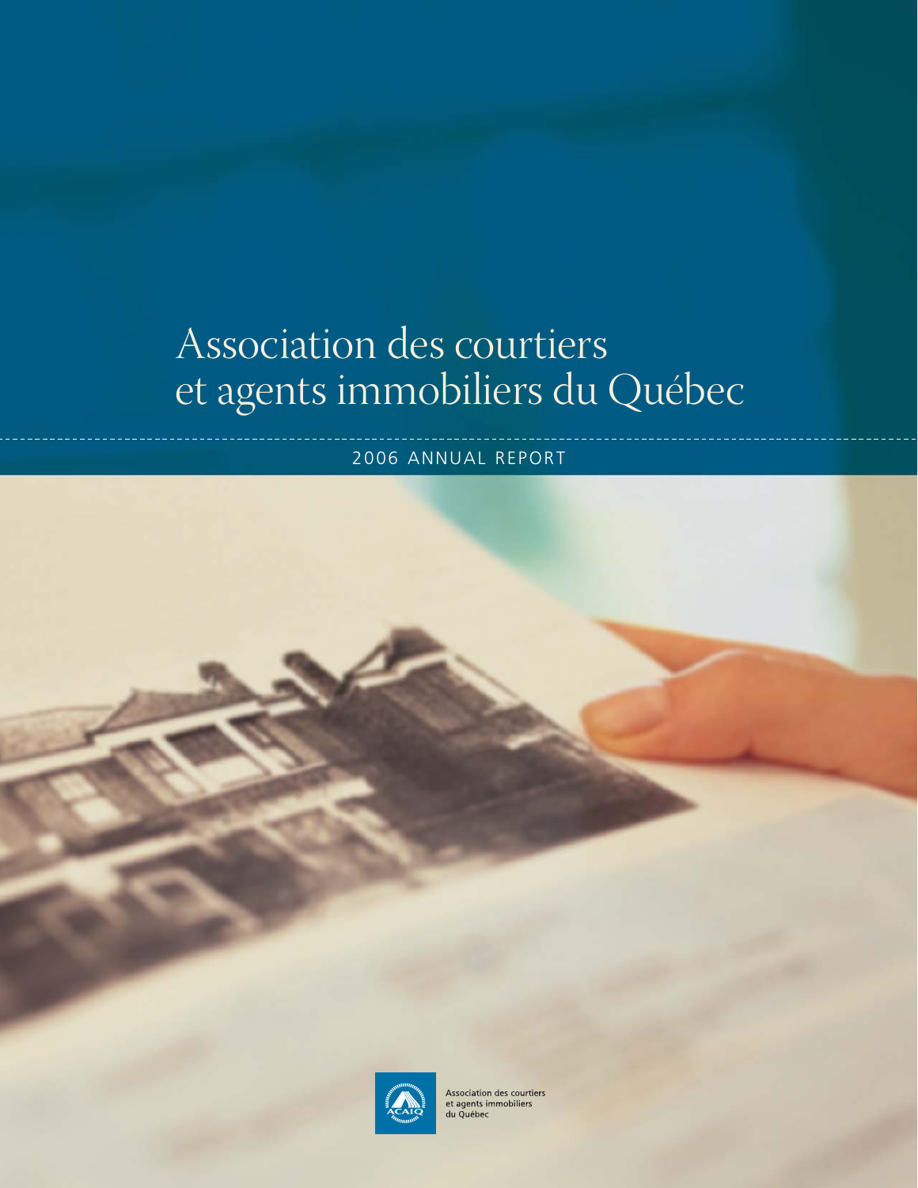# Association des courtiers et agents immobiliers du Québec

2006 ANNUAL REPORT

Association des courtiers et agents immobiliers du Québec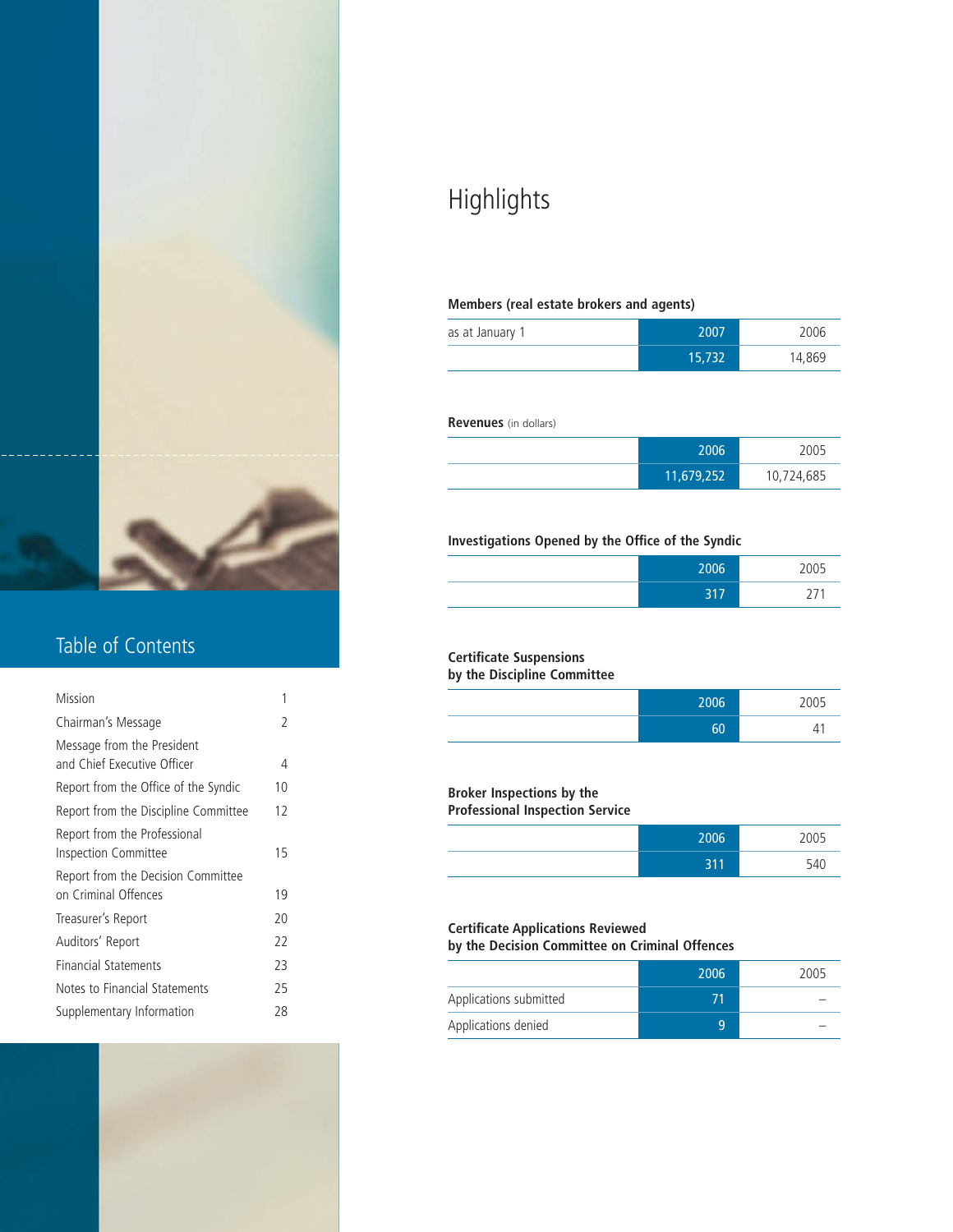## Table of Contents

| | |
|---|---|
| Mission | 1 |
| Chairman's Message | 2 |
| Message from the President and Chief Executive Officer | 4 |
| Report from the Office of the Syndic | 10 |
| Report from the Discipline Committee | 12 |
| Report from the Professional Inspection Committee | 15 |
| Report from the Decision Committee on Criminal Offences | 19 |
| Treasurer's Report | 20 |
| Auditors' Report | 22 |
| Financial Statements | 23 |
| Notes to Financial Statements | 25 |
| Supplementary Information | 28 |

# Highlights

**Members (real estate brokers and agents)**

| as at January 1 | 2007 | 2006 |
|---|---|---|
| | 15,732 | 14,869 |

**Revenues** (in dollars)

| | 2006 | 2005 |
|---|---|---|
| | 11,679,252 | 10,724,685 |

**Investigations Opened by the Office of the Syndic**

| | 2006 | 2005 |
|---|---|---|
| | 317 | 271 |

**Certificate Suspensions by the Discipline Committee**

| | 2006 | 2005 |
|---|---|---|
| | 60 | 41 |

**Broker Inspections by the Professional Inspection Service**

| | 2006 | 2005 |
|---|---|---|
| | 311 | 540 |

**Certificate Applications Reviewed by the Decision Committee on Criminal Offences**

| | 2006 | 2005 |
|---|---|---|
| Applications submitted | 71 | – |
| Applications denied | 9 | – |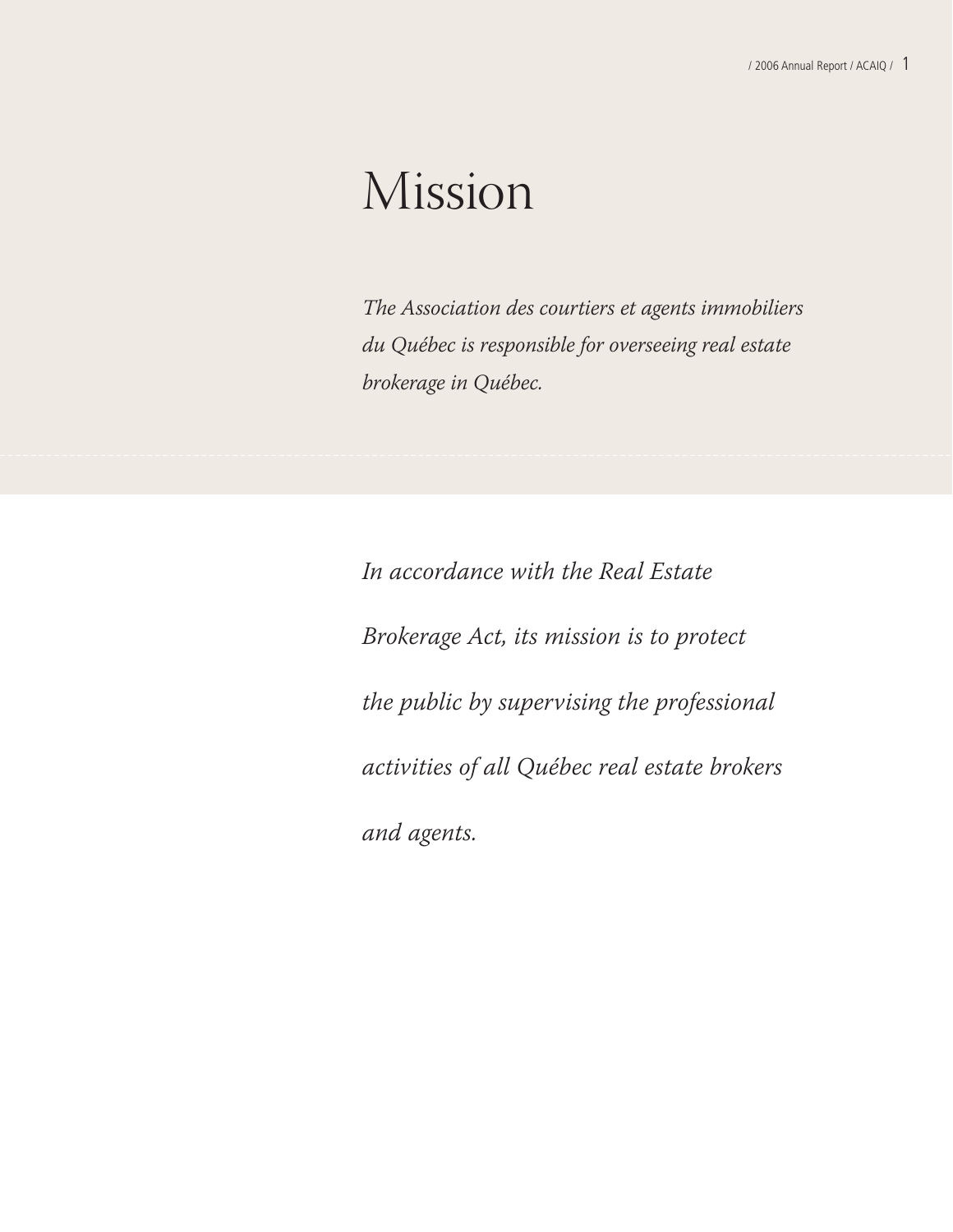# Mission

*The Association des courtiers et agents immobiliers du Québec is responsible for overseeing real estate brokerage in Québec.*

*In accordance with the Real Estate Brokerage Act, its mission is to protect the public by supervising the professional activities of all Québec real estate brokers and agents.*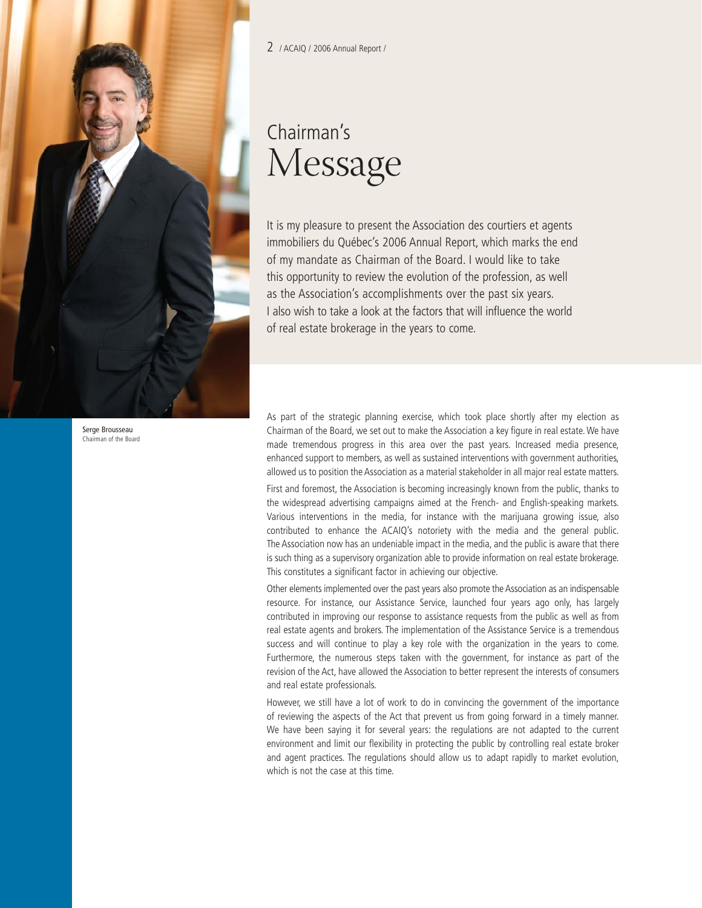# Chairman's Message

It is my pleasure to present the Association des courtiers et agents immobiliers du Québec's 2006 Annual Report, which marks the end of my mandate as Chairman of the Board. I would like to take this opportunity to review the evolution of the profession, as well as the Association's accomplishments over the past six years. I also wish to take a look at the factors that will influence the world of real estate brokerage in the years to come.

Serge Brousseau
Chairman of the Board

As part of the strategic planning exercise, which took place shortly after my election as Chairman of the Board, we set out to make the Association a key figure in real estate. We have made tremendous progress in this area over the past years. Increased media presence, enhanced support to members, as well as sustained interventions with government authorities, allowed us to position the Association as a material stakeholder in all major real estate matters.

First and foremost, the Association is becoming increasingly known from the public, thanks to the widespread advertising campaigns aimed at the French- and English-speaking markets. Various interventions in the media, for instance with the marijuana growing issue, also contributed to enhance the ACAIQ's notoriety with the media and the general public. The Association now has an undeniable impact in the media, and the public is aware that there is such thing as a supervisory organization able to provide information on real estate brokerage. This constitutes a significant factor in achieving our objective.

Other elements implemented over the past years also promote the Association as an indispensable resource. For instance, our Assistance Service, launched four years ago only, has largely contributed in improving our response to assistance requests from the public as well as from real estate agents and brokers. The implementation of the Assistance Service is a tremendous success and will continue to play a key role with the organization in the years to come. Furthermore, the numerous steps taken with the government, for instance as part of the revision of the Act, have allowed the Association to better represent the interests of consumers and real estate professionals.

However, we still have a lot of work to do in convincing the government of the importance of reviewing the aspects of the Act that prevent us from going forward in a timely manner. We have been saying it for several years: the regulations are not adapted to the current environment and limit our flexibility in protecting the public by controlling real estate broker and agent practices. The regulations should allow us to adapt rapidly to market evolution, which is not the case at this time.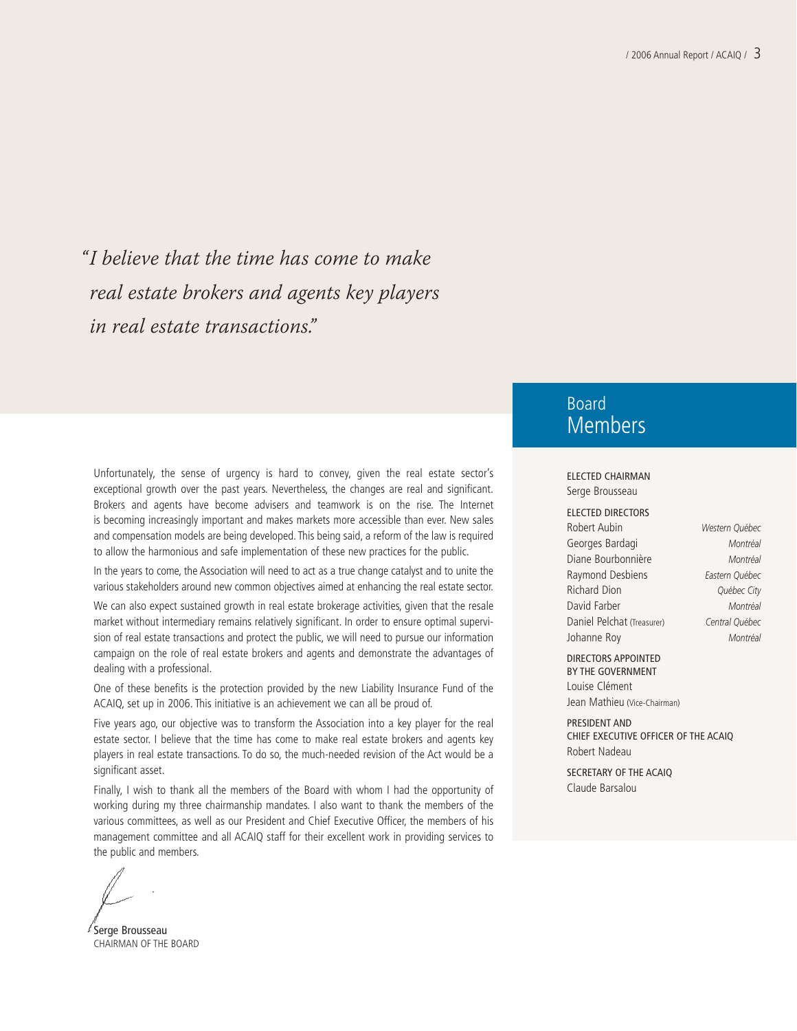*"I believe that the time has come to make real estate brokers and agents key players in real estate transactions."*

Unfortunately, the sense of urgency is hard to convey, given the real estate sector's exceptional growth over the past years. Nevertheless, the changes are real and significant. Brokers and agents have become advisers and teamwork is on the rise. The Internet is becoming increasingly important and makes markets more accessible than ever. New sales and compensation models are being developed. This being said, a reform of the law is required to allow the harmonious and safe implementation of these new practices for the public.

In the years to come, the Association will need to act as a true change catalyst and to unite the various stakeholders around new common objectives aimed at enhancing the real estate sector.

We can also expect sustained growth in real estate brokerage activities, given that the resale market without intermediary remains relatively significant. In order to ensure optimal supervision of real estate transactions and protect the public, we will need to pursue our information campaign on the role of real estate brokers and agents and demonstrate the advantages of dealing with a professional.

One of these benefits is the protection provided by the new Liability Insurance Fund of the ACAIQ, set up in 2006. This initiative is an achievement we can all be proud of.

Five years ago, our objective was to transform the Association into a key player for the real estate sector. I believe that the time has come to make real estate brokers and agents key players in real estate transactions. To do so, the much-needed revision of the Act would be a significant asset.

Finally, I wish to thank all the members of the Board with whom I had the opportunity of working during my three chairmanship mandates. I also want to thank the members of the various committees, as well as our President and Chief Executive Officer, the members of his management committee and all ACAIQ staff for their excellent work in providing services to the public and members.

Serge Brousseau
CHAIRMAN OF THE BOARD

## Board Members

**ELECTED CHAIRMAN**
Serge Brousseau

**ELECTED DIRECTORS**

| | |
|---|---|
| Robert Aubin | *Western Québec* |
| Georges Bardagi | *Montréal* |
| Diane Bourbonnière | *Montréal* |
| Raymond Desbiens | *Eastern Québec* |
| Richard Dion | *Québec City* |
| David Farber | *Montréal* |
| Daniel Pelchat (Treasurer) | *Central Québec* |
| Johanne Roy | *Montréal* |

**DIRECTORS APPOINTED BY THE GOVERNMENT**
Louise Clément
Jean Mathieu (Vice-Chairman)

**PRESIDENT AND CHIEF EXECUTIVE OFFICER OF THE ACAIQ**
Robert Nadeau

**SECRETARY OF THE ACAIQ**
Claude Barsalou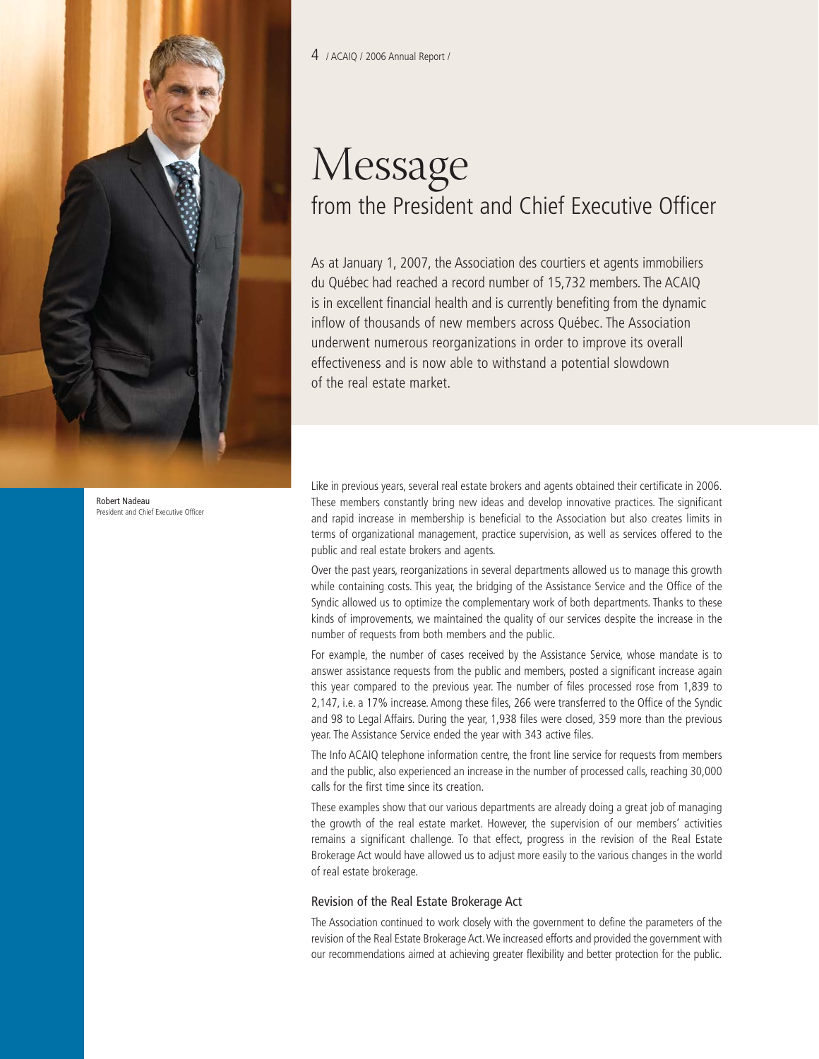# Message
## from the President and Chief Executive Officer

As at January 1, 2007, the Association des courtiers et agents immobiliers du Québec had reached a record number of 15,732 members. The ACAIQ is in excellent financial health and is currently benefiting from the dynamic inflow of thousands of new members across Québec. The Association underwent numerous reorganizations in order to improve its overall effectiveness and is now able to withstand a potential slowdown of the real estate market.

Robert Nadeau
President and Chief Executive Officer

Like in previous years, several real estate brokers and agents obtained their certificate in 2006. These members constantly bring new ideas and develop innovative practices. The significant and rapid increase in membership is beneficial to the Association but also creates limits in terms of organizational management, practice supervision, as well as services offered to the public and real estate brokers and agents.

Over the past years, reorganizations in several departments allowed us to manage this growth while containing costs. This year, the bridging of the Assistance Service and the Office of the Syndic allowed us to optimize the complementary work of both departments. Thanks to these kinds of improvements, we maintained the quality of our services despite the increase in the number of requests from both members and the public.

For example, the number of cases received by the Assistance Service, whose mandate is to answer assistance requests from the public and members, posted a significant increase again this year compared to the previous year. The number of files processed rose from 1,839 to 2,147, i.e. a 17% increase. Among these files, 266 were transferred to the Office of the Syndic and 98 to Legal Affairs. During the year, 1,938 files were closed, 359 more than the previous year. The Assistance Service ended the year with 343 active files.

The Info ACAIQ telephone information centre, the front line service for requests from members and the public, also experienced an increase in the number of processed calls, reaching 30,000 calls for the first time since its creation.

These examples show that our various departments are already doing a great job of managing the growth of the real estate market. However, the supervision of our members' activities remains a significant challenge. To that effect, progress in the revision of the Real Estate Brokerage Act would have allowed us to adjust more easily to the various changes in the world of real estate brokerage.

### Revision of the Real Estate Brokerage Act

The Association continued to work closely with the government to define the parameters of the revision of the Real Estate Brokerage Act. We increased efforts and provided the government with our recommendations aimed at achieving greater flexibility and better protection for the public.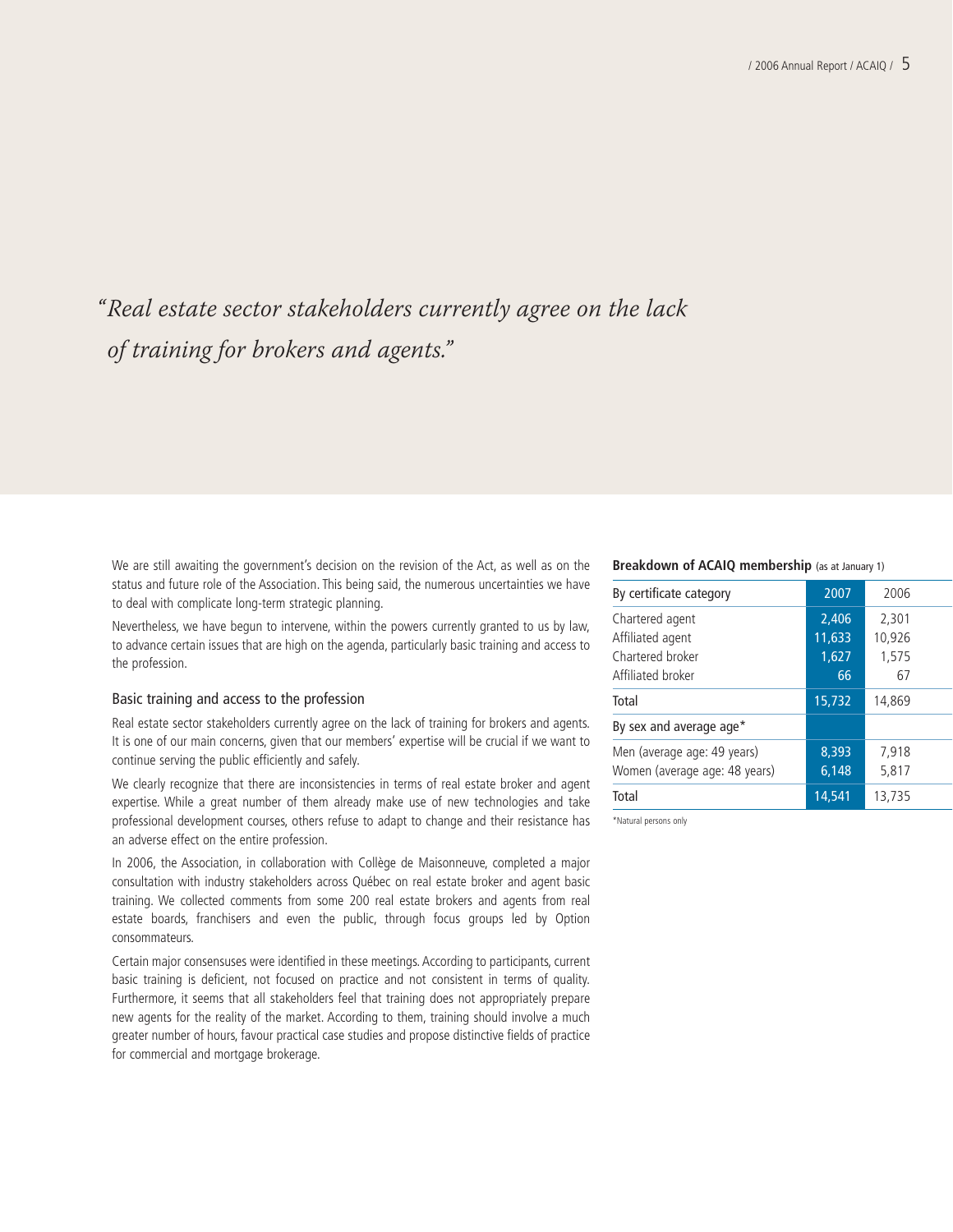*"Real estate sector stakeholders currently agree on the lack of training for brokers and agents."*

We are still awaiting the government's decision on the revision of the Act, as well as on the status and future role of the Association. This being said, the numerous uncertainties we have to deal with complicate long-term strategic planning.

Nevertheless, we have begun to intervene, within the powers currently granted to us by law, to advance certain issues that are high on the agenda, particularly basic training and access to the profession.

### Basic training and access to the profession

Real estate sector stakeholders currently agree on the lack of training for brokers and agents. It is one of our main concerns, given that our members' expertise will be crucial if we want to continue serving the public efficiently and safely.

We clearly recognize that there are inconsistencies in terms of real estate broker and agent expertise. While a great number of them already make use of new technologies and take professional development courses, others refuse to adapt to change and their resistance has an adverse effect on the entire profession.

In 2006, the Association, in collaboration with Collège de Maisonneuve, completed a major consultation with industry stakeholders across Québec on real estate broker and agent basic training. We collected comments from some 200 real estate brokers and agents from real estate boards, franchisers and even the public, through focus groups led by Option consommateurs.

Certain major consensuses were identified in these meetings. According to participants, current basic training is deficient, not focused on practice and not consistent in terms of quality. Furthermore, it seems that all stakeholders feel that training does not appropriately prepare new agents for the reality of the market. According to them, training should involve a much greater number of hours, favour practical case studies and propose distinctive fields of practice for commercial and mortgage brokerage.

**Breakdown of ACAIQ membership** (as at January 1)

| By certificate category | 2007 | 2006 |
|---|---|---|
| Chartered agent | 2,406 | 2,301 |
| Affiliated agent | 11,633 | 10,926 |
| Chartered broker | 1,627 | 1,575 |
| Affiliated broker | 66 | 67 |
| Total | 15,732 | 14,869 |
| **By sex and average age*** | | |
| Men (average age: 49 years) | 8,393 | 7,918 |
| Women (average age: 48 years) | 6,148 | 5,817 |
| Total | 14,541 | 13,735 |

*Natural persons only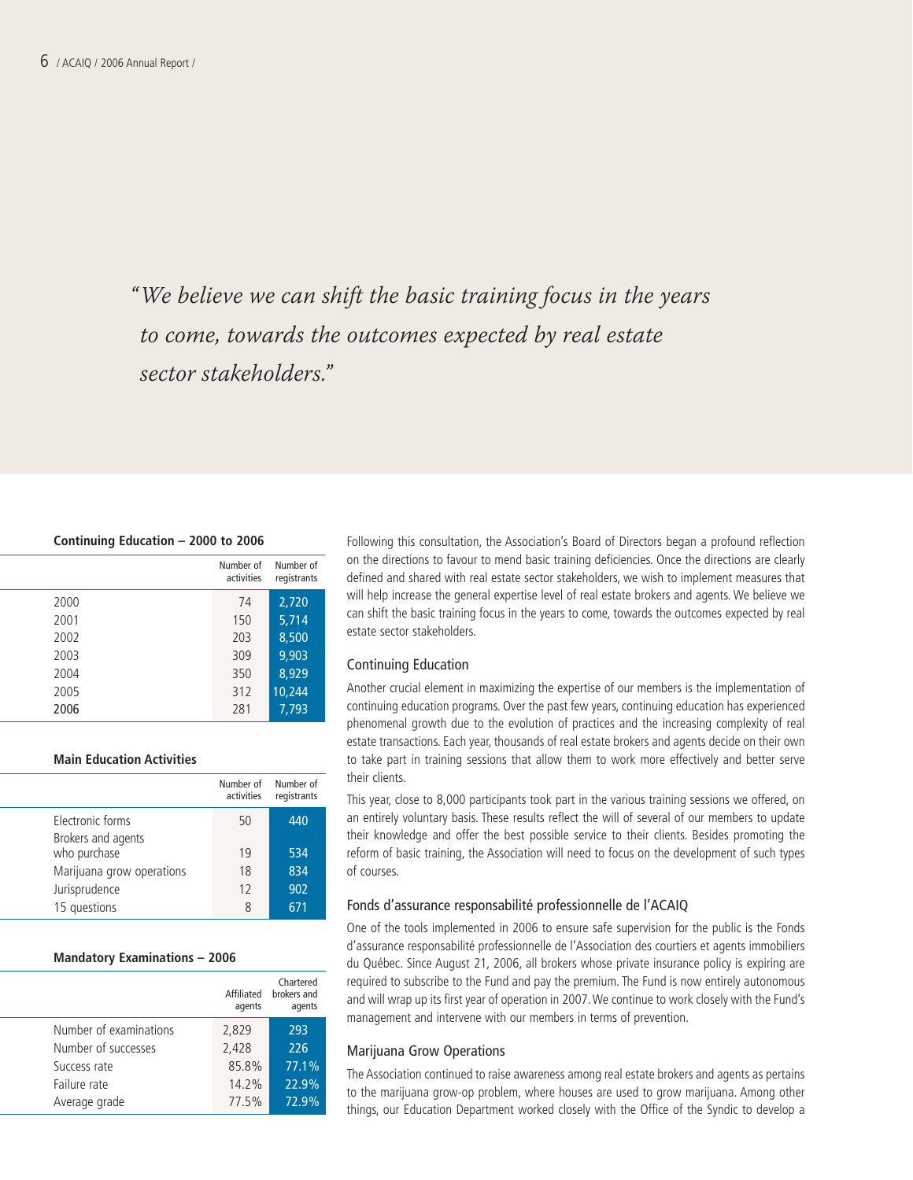*"We believe we can shift the basic training focus in the years to come, towards the outcomes expected by real estate sector stakeholders."*

**Continuing Education – 2000 to 2006**

| | Number of activities | Number of registrants |
|---|---|---|
| 2000 | 74 | 2,720 |
| 2001 | 150 | 5,714 |
| 2002 | 203 | 8,500 |
| 2003 | 309 | 9,903 |
| 2004 | 350 | 8,929 |
| 2005 | 312 | 10,244 |
| 2006 | 281 | 7,793 |

**Main Education Activities**

| | Number of activities | Number of registrants |
|---|---|---|
| Electronic forms | 50 | 440 |
| Brokers and agents who purchase | 19 | 534 |
| Marijuana grow operations | 18 | 834 |
| Jurisprudence | 12 | 902 |
| 15 questions | 8 | 671 |

**Mandatory Examinations – 2006**

| | Affiliated agents | Chartered brokers and agents |
|---|---|---|
| Number of examinations | 2,829 | 293 |
| Number of successes | 2,428 | 226 |
| Success rate | 85.8% | 77.1% |
| Failure rate | 14.2% | 22.9% |
| Average grade | 77.5% | 72.9% |

Following this consultation, the Association's Board of Directors began a profound reflection on the directions to favour to mend basic training deficiencies. Once the directions are clearly defined and shared with real estate sector stakeholders, we wish to implement measures that will help increase the general expertise level of real estate brokers and agents. We believe we can shift the basic training focus in the years to come, towards the outcomes expected by real estate sector stakeholders.

## Continuing Education

Another crucial element in maximizing the expertise of our members is the implementation of continuing education programs. Over the past few years, continuing education has experienced phenomenal growth due to the evolution of practices and the increasing complexity of real estate transactions. Each year, thousands of real estate brokers and agents decide on their own to take part in training sessions that allow them to work more effectively and better serve their clients.

This year, close to 8,000 participants took part in the various training sessions we offered, on an entirely voluntary basis. These results reflect the will of several of our members to update their knowledge and offer the best possible service to their clients. Besides promoting the reform of basic training, the Association will need to focus on the development of such types of courses.

## Fonds d'assurance responsabilité professionnelle de l'ACAIQ

One of the tools implemented in 2006 to ensure safe supervision for the public is the Fonds d'assurance responsabilité professionnelle de l'Association des courtiers et agents immobiliers du Québec. Since August 21, 2006, all brokers whose private insurance policy is expiring are required to subscribe to the Fund and pay the premium. The Fund is now entirely autonomous and will wrap up its first year of operation in 2007. We continue to work closely with the Fund's management and intervene with our members in terms of prevention.

## Marijuana Grow Operations

The Association continued to raise awareness among real estate brokers and agents as pertains to the marijuana grow-op problem, where houses are used to grow marijuana. Among other things, our Education Department worked closely with the Office of the Syndic to develop a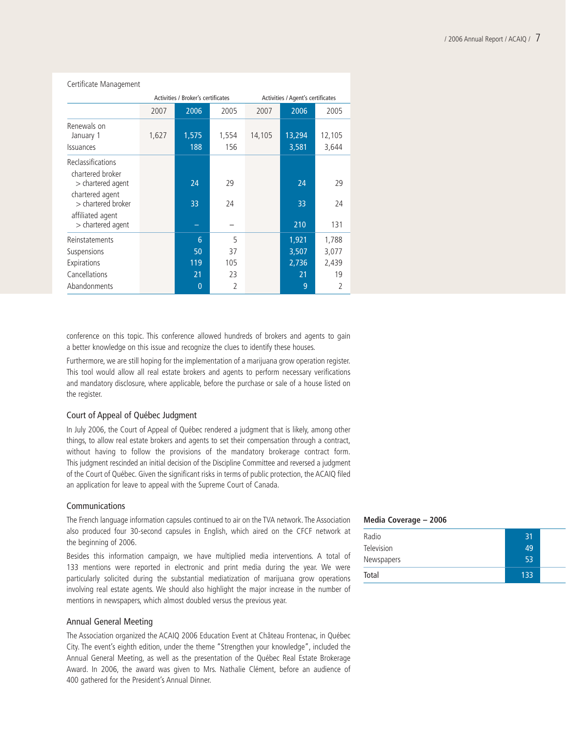Certificate Management

| | Activities / Broker's certificates | | | Activities / Agent's certificates | | |
|---|---|---|---|---|---|---|
| | 2007 | 2006 | 2005 | 2007 | 2006 | 2005 |
| Renewals on January 1 | 1,627 | 1,575 | 1,554 | 14,105 | 13,294 | 12,105 |
| Issuances | | 188 | 156 | | 3,581 | 3,644 |
| Reclassifications | | | | | | |
| chartered broker > chartered agent | | 24 | 29 | | 24 | 29 |
| chartered agent > chartered broker | | 33 | 24 | | 33 | 24 |
| affiliated agent > chartered agent | | – | – | | 210 | 131 |
| Reinstatements | | 6 | 5 | | 1,921 | 1,788 |
| Suspensions | | 50 | 37 | | 3,507 | 3,077 |
| Expirations | | 119 | 105 | | 2,736 | 2,439 |
| Cancellations | | 21 | 23 | | 21 | 19 |
| Abandonments | | 0 | 2 | | 9 | 2 |

conference on this topic. This conference allowed hundreds of brokers and agents to gain a better knowledge on this issue and recognize the clues to identify these houses.

Furthermore, we are still hoping for the implementation of a marijuana grow operation register. This tool would allow all real estate brokers and agents to perform necessary verifications and mandatory disclosure, where applicable, before the purchase or sale of a house listed on the register.

## Court of Appeal of Québec Judgment

In July 2006, the Court of Appeal of Québec rendered a judgment that is likely, among other things, to allow real estate brokers and agents to set their compensation through a contract, without having to follow the provisions of the mandatory brokerage contract form. This judgment rescinded an initial decision of the Discipline Committee and reversed a judgment of the Court of Québec. Given the significant risks in terms of public protection, the ACAIQ filed an application for leave to appeal with the Supreme Court of Canada.

## Communications

The French language information capsules continued to air on the TVA network. The Association also produced four 30-second capsules in English, which aired on the CFCF network at the beginning of 2006.

Besides this information campaign, we have multiplied media interventions. A total of 133 mentions were reported in electronic and print media during the year. We were particularly solicited during the substantial mediatization of marijuana grow operations involving real estate agents. We should also highlight the major increase in the number of mentions in newspapers, which almost doubled versus the previous year.

**Media Coverage – 2006**

| | |
|---|---|
| Radio | 31 |
| Television | 49 |
| Newspapers | 53 |
| Total | 133 |

## Annual General Meeting

The Association organized the ACAIQ 2006 Education Event at Château Frontenac, in Québec City. The event's eighth edition, under the theme "Strengthen your knowledge", included the Annual General Meeting, as well as the presentation of the Québec Real Estate Brokerage Award. In 2006, the award was given to Mrs. Nathalie Clément, before an audience of 400 gathered for the President's Annual Dinner.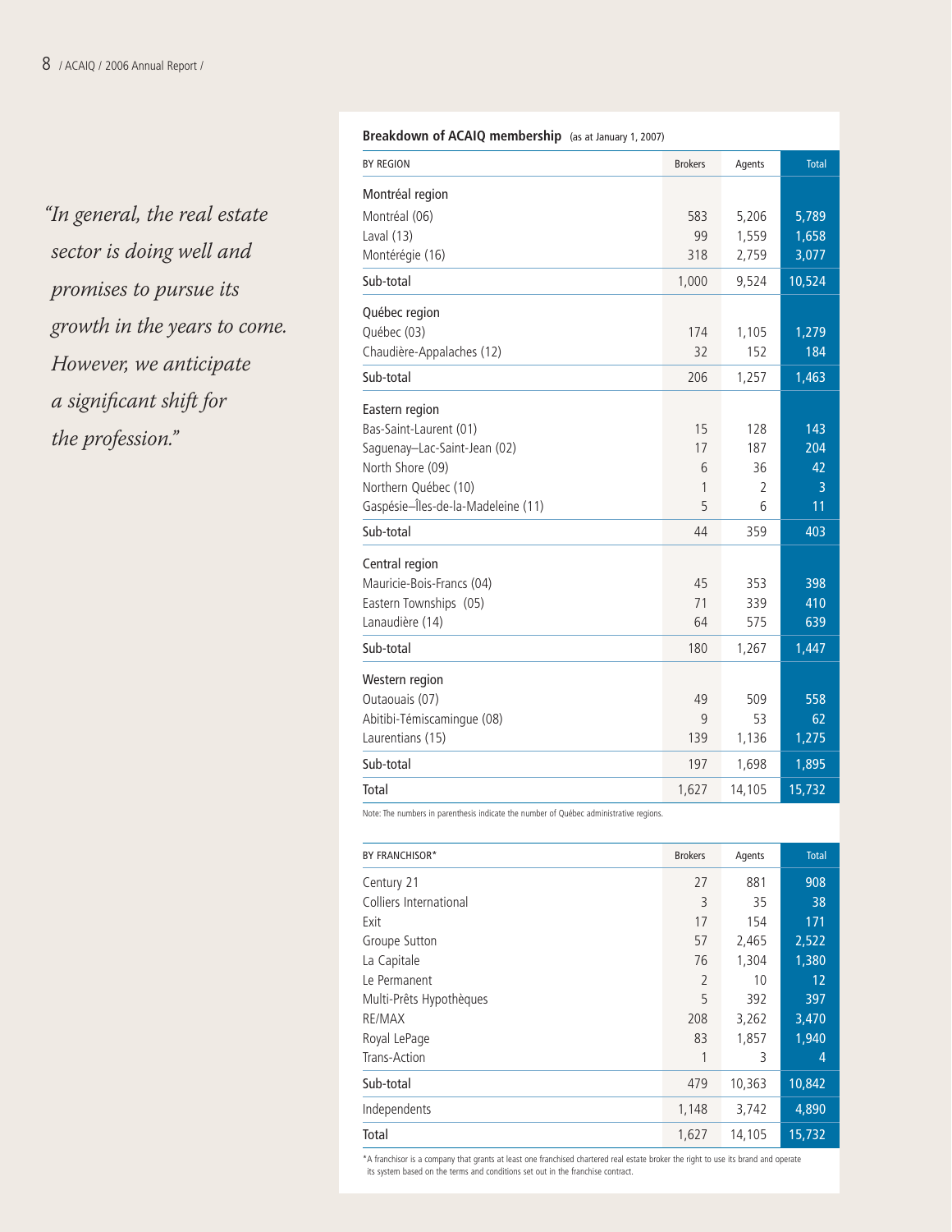*"In general, the real estate sector is doing well and promises to pursue its growth in the years to come. However, we anticipate a significant shift for the profession."*

**Breakdown of ACAIQ membership** (as at January 1, 2007)

| BY REGION | Brokers | Agents | Total |
|---|---|---|---|
| **Montréal region** | | | |
| Montréal (06) | 583 | 5,206 | 5,789 |
| Laval (13) | 99 | 1,559 | 1,658 |
| Montérégie (16) | 318 | 2,759 | 3,077 |
| Sub-total | 1,000 | 9,524 | 10,524 |
| **Québec region** | | | |
| Québec (03) | 174 | 1,105 | 1,279 |
| Chaudière-Appalaches (12) | 32 | 152 | 184 |
| Sub-total | 206 | 1,257 | 1,463 |
| **Eastern region** | | | |
| Bas-Saint-Laurent (01) | 15 | 128 | 143 |
| Saguenay–Lac-Saint-Jean (02) | 17 | 187 | 204 |
| North Shore (09) | 6 | 36 | 42 |
| Northern Québec (10) | 1 | 2 | 3 |
| Gaspésie–Îles-de-la-Madeleine (11) | 5 | 6 | 11 |
| Sub-total | 44 | 359 | 403 |
| **Central region** | | | |
| Mauricie-Bois-Francs (04) | 45 | 353 | 398 |
| Eastern Townships (05) | 71 | 339 | 410 |
| Lanaudière (14) | 64 | 575 | 639 |
| Sub-total | 180 | 1,267 | 1,447 |
| **Western region** | | | |
| Outaouais (07) | 49 | 509 | 558 |
| Abitibi-Témiscamingue (08) | 9 | 53 | 62 |
| Laurentians (15) | 139 | 1,136 | 1,275 |
| Sub-total | 197 | 1,698 | 1,895 |
| **Total** | 1,627 | 14,105 | 15,732 |

Note: The numbers in parenthesis indicate the number of Québec administrative regions.

| BY FRANCHISOR* | Brokers | Agents | Total |
|---|---|---|---|
| Century 21 | 27 | 881 | 908 |
| Colliers International | 3 | 35 | 38 |
| Exit | 17 | 154 | 171 |
| Groupe Sutton | 57 | 2,465 | 2,522 |
| La Capitale | 76 | 1,304 | 1,380 |
| Le Permanent | 2 | 10 | 12 |
| Multi-Prêts Hypothèques | 5 | 392 | 397 |
| RE/MAX | 208 | 3,262 | 3,470 |
| Royal LePage | 83 | 1,857 | 1,940 |
| Trans-Action | 1 | 3 | 4 |
| Sub-total | 479 | 10,363 | 10,842 |
| Independents | 1,148 | 3,742 | 4,890 |
| **Total** | 1,627 | 14,105 | 15,732 |

*A franchisor is a company that grants at least one franchised chartered real estate broker the right to use its brand and operate its system based on the terms and conditions set out in the franchise contract.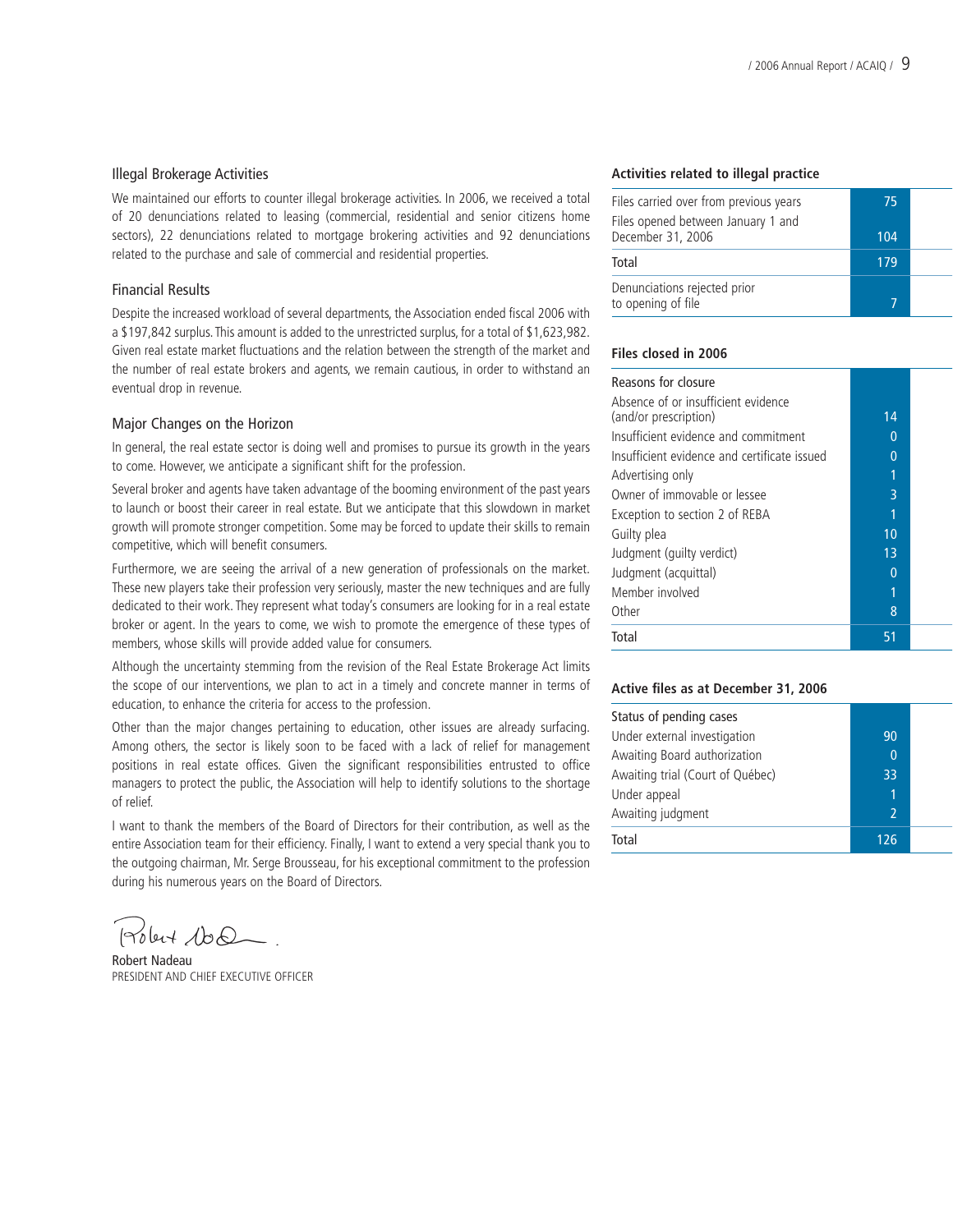## Illegal Brokerage Activities

We maintained our efforts to counter illegal brokerage activities. In 2006, we received a total of 20 denunciations related to leasing (commercial, residential and senior citizens home sectors), 22 denunciations related to mortgage brokering activities and 92 denunciations related to the purchase and sale of commercial and residential properties.

## Financial Results

Despite the increased workload of several departments, the Association ended fiscal 2006 with a $197,842 surplus. This amount is added to the unrestricted surplus, for a total of $1,623,982. Given real estate market fluctuations and the relation between the strength of the market and the number of real estate brokers and agents, we remain cautious, in order to withstand an eventual drop in revenue.

## Major Changes on the Horizon

In general, the real estate sector is doing well and promises to pursue its growth in the years to come. However, we anticipate a significant shift for the profession.

Several broker and agents have taken advantage of the booming environment of the past years to launch or boost their career in real estate. But we anticipate that this slowdown in market growth will promote stronger competition. Some may be forced to update their skills to remain competitive, which will benefit consumers.

Furthermore, we are seeing the arrival of a new generation of professionals on the market. These new players take their profession very seriously, master the new techniques and are fully dedicated to their work. They represent what today's consumers are looking for in a real estate broker or agent. In the years to come, we wish to promote the emergence of these types of members, whose skills will provide added value for consumers.

Although the uncertainty stemming from the revision of the Real Estate Brokerage Act limits the scope of our interventions, we plan to act in a timely and concrete manner in terms of education, to enhance the criteria for access to the profession.

Other than the major changes pertaining to education, other issues are already surfacing. Among others, the sector is likely soon to be faced with a lack of relief for management positions in real estate offices. Given the significant responsibilities entrusted to office managers to protect the public, the Association will help to identify solutions to the shortage of relief.

I want to thank the members of the Board of Directors for their contribution, as well as the entire Association team for their efficiency. Finally, I want to extend a very special thank you to the outgoing chairman, Mr. Serge Brousseau, for his exceptional commitment to the profession during his numerous years on the Board of Directors.

Robert Nadeau
PRESIDENT AND CHIEF EXECUTIVE OFFICER

### Activities related to illegal practice

| | |
|---|---|
| Files carried over from previous years | 75 |
| Files opened between January 1 and December 31, 2006 | 104 |
| Total | 179 |
| Denunciations rejected prior to opening of file | 7 |

### Files closed in 2006

| Reasons for closure | |
|---|---|
| Absence of or insufficient evidence (and/or prescription) | 14 |
| Insufficient evidence and commitment | 0 |
| Insufficient evidence and certificate issued | 0 |
| Advertising only | 1 |
| Owner of immovable or lessee | 3 |
| Exception to section 2 of REBA | 1 |
| Guilty plea | 10 |
| Judgment (guilty verdict) | 13 |
| Judgment (acquittal) | 0 |
| Member involved | 1 |
| Other | 8 |
| Total | 51 |

### Active files as at December 31, 2006

| Status of pending cases | |
|---|---|
| Under external investigation | 90 |
| Awaiting Board authorization | 0 |
| Awaiting trial (Court of Québec) | 33 |
| Under appeal | 1 |
| Awaiting judgment | 2 |
| Total | 126 |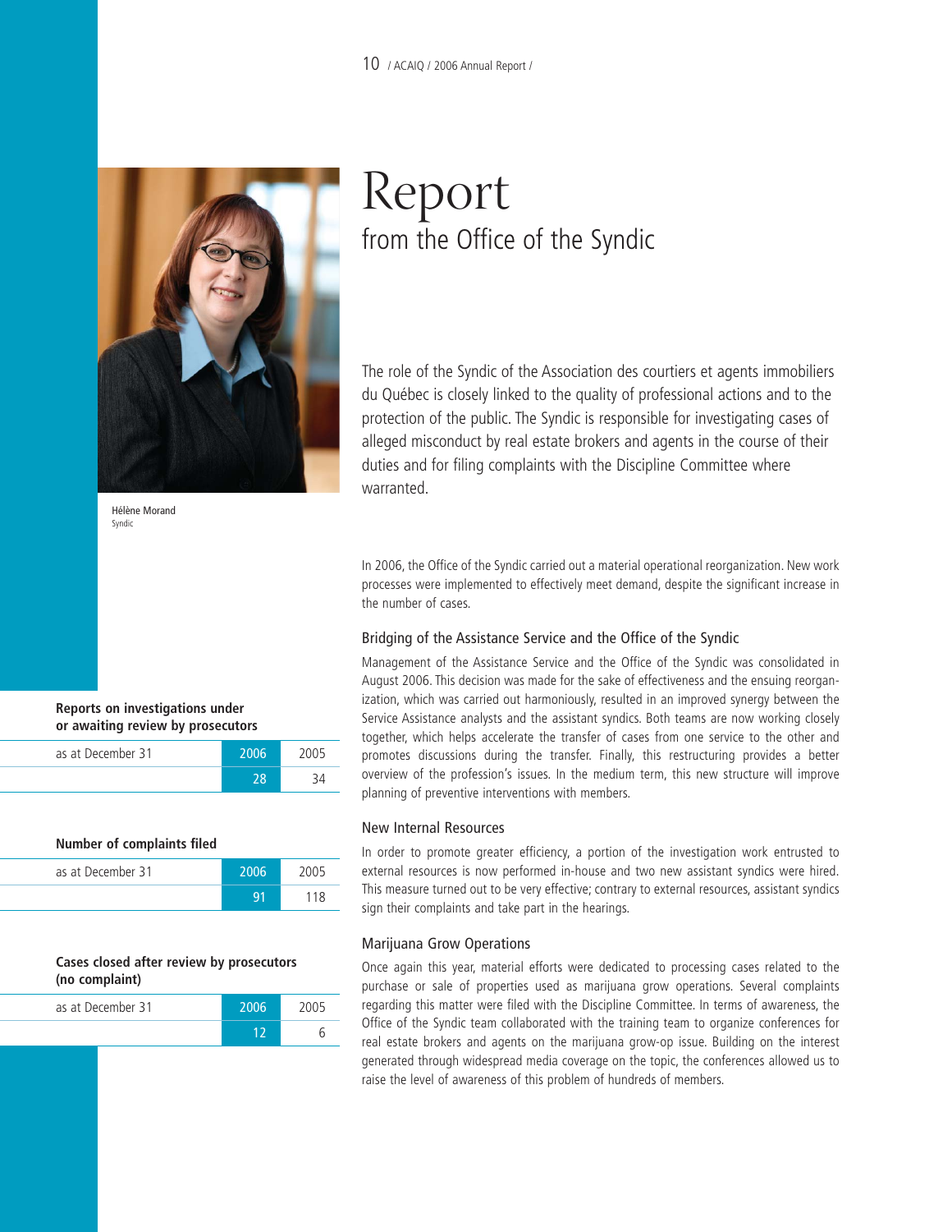# Report
## from the Office of the Syndic

Hélène Morand
Syndic

The role of the Syndic of the Association des courtiers et agents immobiliers du Québec is closely linked to the quality of professional actions and to the protection of the public. The Syndic is responsible for investigating cases of alleged misconduct by real estate brokers and agents in the course of their duties and for filing complaints with the Discipline Committee where warranted.

In 2006, the Office of the Syndic carried out a material operational reorganization. New work processes were implemented to effectively meet demand, despite the significant increase in the number of cases.

### Bridging of the Assistance Service and the Office of the Syndic

Management of the Assistance Service and the Office of the Syndic was consolidated in August 2006. This decision was made for the sake of effectiveness and the ensuing reorganization, which was carried out harmoniously, resulted in an improved synergy between the Service Assistance analysts and the assistant syndics. Both teams are now working closely together, which helps accelerate the transfer of cases from one service to the other and promotes discussions during the transfer. Finally, this restructuring provides a better overview of the profession's issues. In the medium term, this new structure will improve planning of preventive interventions with members.

### New Internal Resources

In order to promote greater efficiency, a portion of the investigation work entrusted to external resources is now performed in-house and two new assistant syndics were hired. This measure turned out to be very effective; contrary to external resources, assistant syndics sign their complaints and take part in the hearings.

### Marijuana Grow Operations

Once again this year, material efforts were dedicated to processing cases related to the purchase or sale of properties used as marijuana grow operations. Several complaints regarding this matter were filed with the Discipline Committee. In terms of awareness, the Office of the Syndic team collaborated with the training team to organize conferences for real estate brokers and agents on the marijuana grow-op issue. Building on the interest generated through widespread media coverage on the topic, the conferences allowed us to raise the level of awareness of this problem of hundreds of members.

**Reports on investigations under or awaiting review by prosecutors**

| as at December 31 | 2006 | 2005 |
|---|---|---|
| | 28 | 34 |

**Number of complaints filed**

| as at December 31 | 2006 | 2005 |
|---|---|---|
| | 91 | 118 |

**Cases closed after review by prosecutors (no complaint)**

| as at December 31 | 2006 | 2005 |
|---|---|---|
| | 12 | 6 |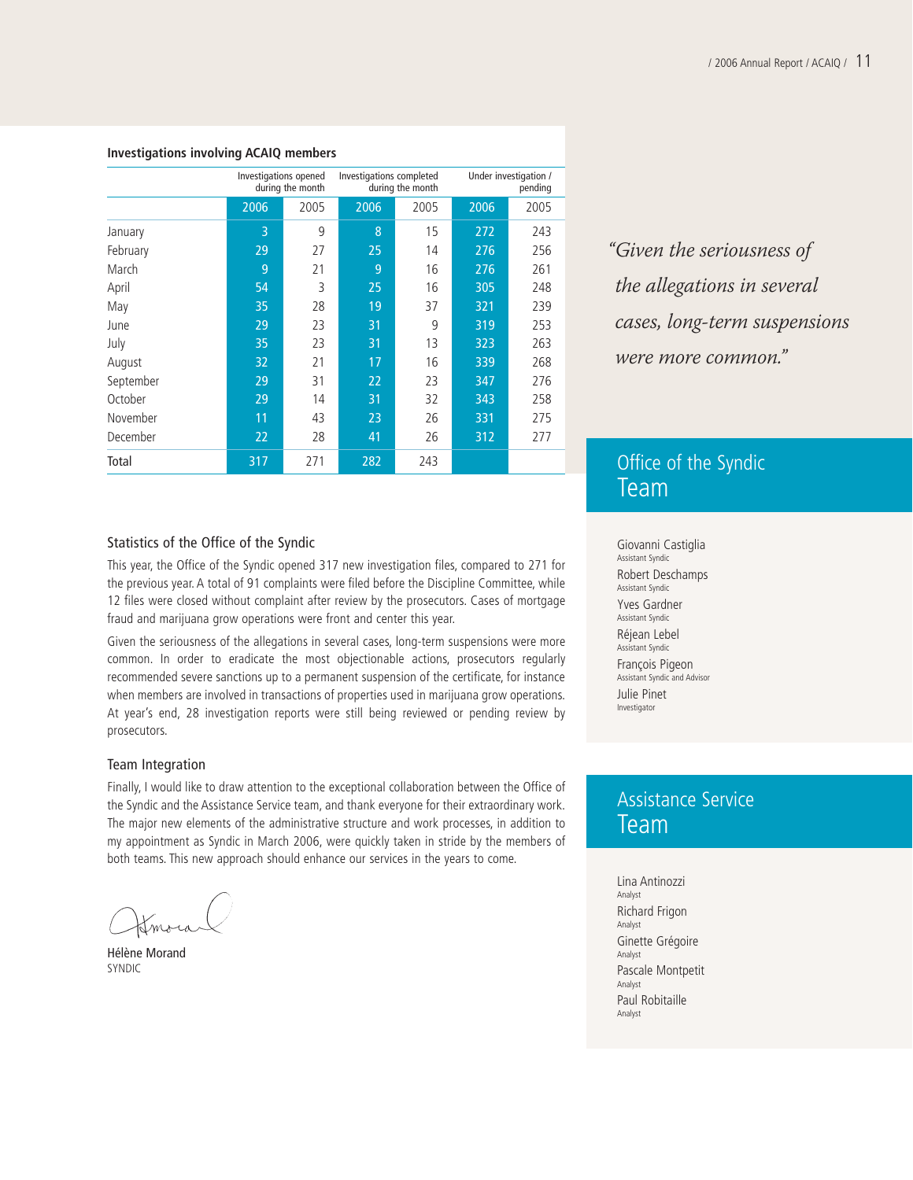**Investigations involving ACAIQ members**

| | Investigations opened during the month | | Investigations completed during the month | | Under investigation / pending | |
|---|---|---|---|---|---|---|
| | 2006 | 2005 | 2006 | 2005 | 2006 | 2005 |
| January | 3 | 9 | 8 | 15 | 272 | 243 |
| February | 29 | 27 | 25 | 14 | 276 | 256 |
| March | 9 | 21 | 9 | 16 | 276 | 261 |
| April | 54 | 3 | 25 | 16 | 305 | 248 |
| May | 35 | 28 | 19 | 37 | 321 | 239 |
| June | 29 | 23 | 31 | 9 | 319 | 253 |
| July | 35 | 23 | 31 | 13 | 323 | 263 |
| August | 32 | 21 | 17 | 16 | 339 | 268 |
| September | 29 | 31 | 22 | 23 | 347 | 276 |
| October | 29 | 14 | 31 | 32 | 343 | 258 |
| November | 11 | 43 | 23 | 26 | 331 | 275 |
| December | 22 | 28 | 41 | 26 | 312 | 277 |
| **Total** | 317 | 271 | 282 | 243 | | |

### Statistics of the Office of the Syndic

This year, the Office of the Syndic opened 317 new investigation files, compared to 271 for the previous year. A total of 91 complaints were filed before the Discipline Committee, while 12 files were closed without complaint after review by the prosecutors. Cases of mortgage fraud and marijuana grow operations were front and center this year.

Given the seriousness of the allegations in several cases, long-term suspensions were more common. In order to eradicate the most objectionable actions, prosecutors regularly recommended severe sanctions up to a permanent suspension of the certificate, for instance when members are involved in transactions of properties used in marijuana grow operations. At year's end, 28 investigation reports were still being reviewed or pending review by prosecutors.

### Team Integration

Finally, I would like to draw attention to the exceptional collaboration between the Office of the Syndic and the Assistance Service team, and thank everyone for their extraordinary work. The major new elements of the administrative structure and work processes, in addition to my appointment as Syndic in March 2006, were quickly taken in stride by the members of both teams. This new approach should enhance our services in the years to come.

Hélène Morand
SYNDIC

*"Given the seriousness of the allegations in several cases, long-term suspensions were more common."*

## Office of the Syndic Team

Giovanni Castiglia
Assistant Syndic

Robert Deschamps
Assistant Syndic

Yves Gardner
Assistant Syndic

Réjean Lebel
Assistant Syndic

François Pigeon
Assistant Syndic and Advisor

Julie Pinet
Investigator

## Assistance Service Team

Lina Antinozzi
Analyst

Richard Frigon
Analyst

Ginette Grégoire
Analyst

Pascale Montpetit
Analyst

Paul Robitaille
Analyst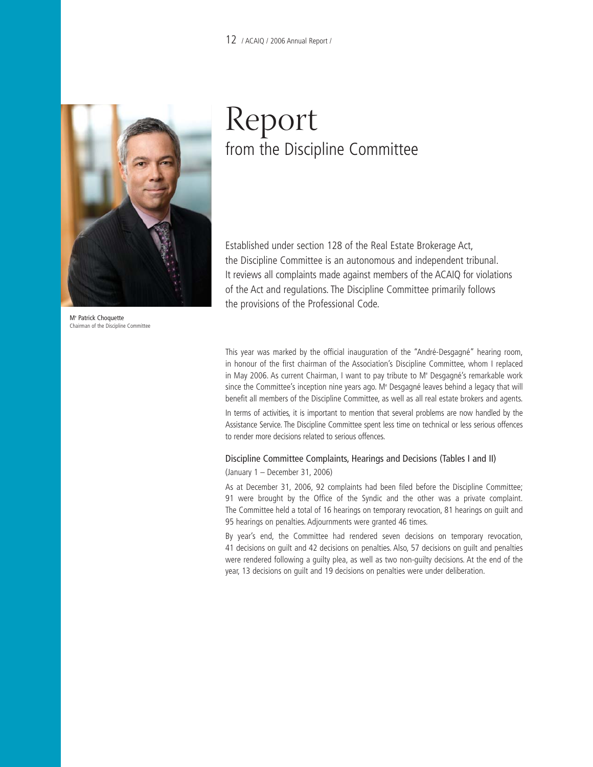# Report from the Discipline Committee

Me Patrick Choquette
Chairman of the Discipline Committee

Established under section 128 of the Real Estate Brokerage Act, the Discipline Committee is an autonomous and independent tribunal. It reviews all complaints made against members of the ACAIQ for violations of the Act and regulations. The Discipline Committee primarily follows the provisions of the Professional Code.

This year was marked by the official inauguration of the "André-Desgagné" hearing room, in honour of the first chairman of the Association's Discipline Committee, whom I replaced in May 2006. As current Chairman, I want to pay tribute to Me Desgagné's remarkable work since the Committee's inception nine years ago. Me Desgagné leaves behind a legacy that will benefit all members of the Discipline Committee, as well as all real estate brokers and agents.

In terms of activities, it is important to mention that several problems are now handled by the Assistance Service. The Discipline Committee spent less time on technical or less serious offences to render more decisions related to serious offences.

## Discipline Committee Complaints, Hearings and Decisions (Tables I and II)

(January 1 – December 31, 2006)

As at December 31, 2006, 92 complaints had been filed before the Discipline Committee; 91 were brought by the Office of the Syndic and the other was a private complaint. The Committee held a total of 16 hearings on temporary revocation, 81 hearings on guilt and 95 hearings on penalties. Adjournments were granted 46 times.

By year's end, the Committee had rendered seven decisions on temporary revocation, 41 decisions on guilt and 42 decisions on penalties. Also, 57 decisions on guilt and penalties were rendered following a guilty plea, as well as two non-guilty decisions. At the end of the year, 13 decisions on guilt and 19 decisions on penalties were under deliberation.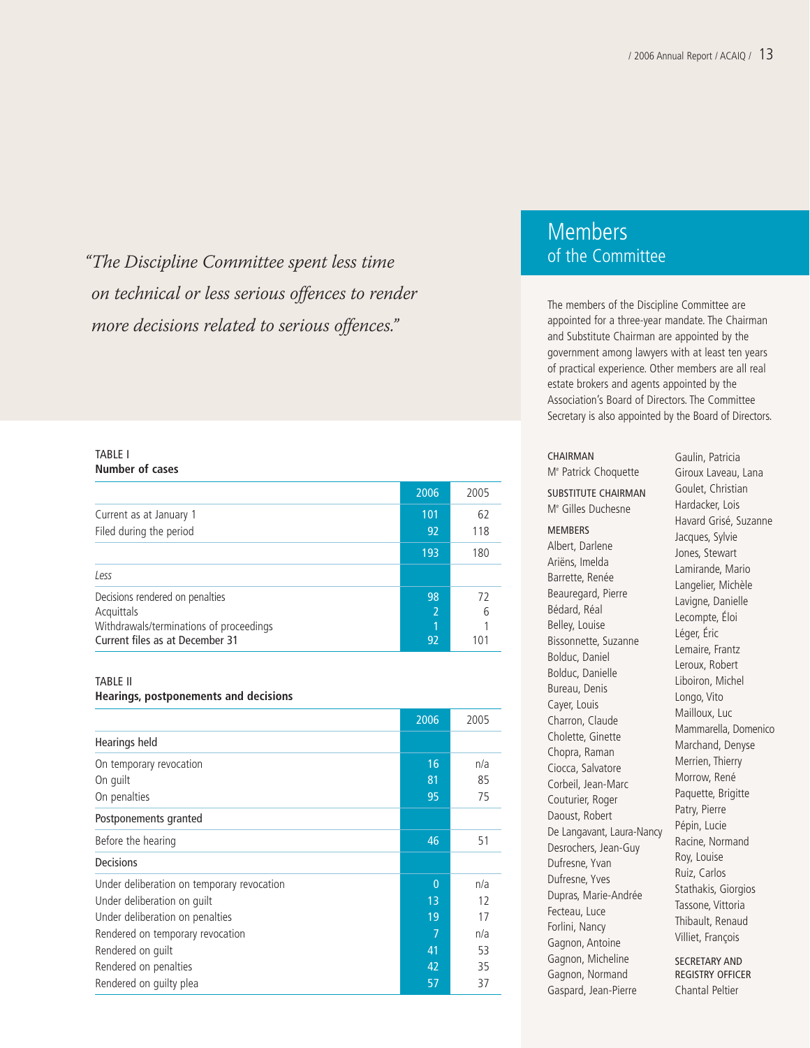*"The Discipline Committee spent less time on technical or less serious offences to render more decisions related to serious offences."*

TABLE I
**Number of cases**

| | 2006 | 2005 |
|---|---|---|
| Current as at January 1 | 101 | 62 |
| Filed during the period | 92 | 118 |
| | 193 | 180 |
| *Less* | | |
| Decisions rendered on penalties | 98 | 72 |
| Acquittals | 2 | 6 |
| Withdrawals/terminations of proceedings | 1 | 1 |
| Current files as at December 31 | 92 | 101 |

TABLE II
**Hearings, postponements and decisions**

| | 2006 | 2005 |
|---|---|---|
| Hearings held | | |
| On temporary revocation | 16 | n/a |
| On guilt | 81 | 85 |
| On penalties | 95 | 75 |
| Postponements granted | | |
| Before the hearing | 46 | 51 |
| Decisions | | |
| Under deliberation on temporary revocation | 0 | n/a |
| Under deliberation on guilt | 13 | 12 |
| Under deliberation on penalties | 19 | 17 |
| Rendered on temporary revocation | 7 | n/a |
| Rendered on guilt | 41 | 53 |
| Rendered on penalties | 42 | 35 |
| Rendered on guilty plea | 57 | 37 |

# Members of the Committee

The members of the Discipline Committee are appointed for a three-year mandate. The Chairman and Substitute Chairman are appointed by the government among lawyers with at least ten years of practical experience. Other members are all real estate brokers and agents appointed by the Association's Board of Directors. The Committee Secretary is also appointed by the Board of Directors.

CHAIRMAN
Me Patrick Choquette

SUBSTITUTE CHAIRMAN
Me Gilles Duchesne

MEMBERS
Albert, Darlene
Ariëns, Imelda
Barrette, Renée
Beauregard, Pierre
Bédard, Réal
Belley, Louise
Bissonnette, Suzanne
Bolduc, Daniel
Bolduc, Danielle
Bureau, Denis
Cayer, Louis
Charron, Claude
Cholette, Ginette
Chopra, Raman
Ciocca, Salvatore
Corbeil, Jean-Marc
Couturier, Roger
Daoust, Robert
De Langavant, Laura-Nancy
Desrochers, Jean-Guy
Dufresne, Yvan
Dufresne, Yves
Dupras, Marie-Andrée
Fecteau, Luce
Forlini, Nancy
Gagnon, Antoine
Gagnon, Micheline
Gagnon, Normand
Gaspard, Jean-Pierre
Gaulin, Patricia
Giroux Laveau, Lana
Goulet, Christian
Hardacker, Lois
Havard Grisé, Suzanne
Jacques, Sylvie
Jones, Stewart
Lamirande, Mario
Langelier, Michèle
Lavigne, Danielle
Lecompte, Éloi
Léger, Éric
Lemaire, Frantz
Leroux, Robert
Liboiron, Michel
Longo, Vito
Mailloux, Luc
Mammarella, Domenico
Marchand, Denyse
Merrien, Thierry
Morrow, René
Paquette, Brigitte
Patry, Pierre
Pépin, Lucie
Racine, Normand
Roy, Louise
Ruiz, Carlos
Stathakis, Giorgios
Tassone, Vittoria
Thibault, Renaud
Villiet, François

SECRETARY AND REGISTRY OFFICER
Chantal Peltier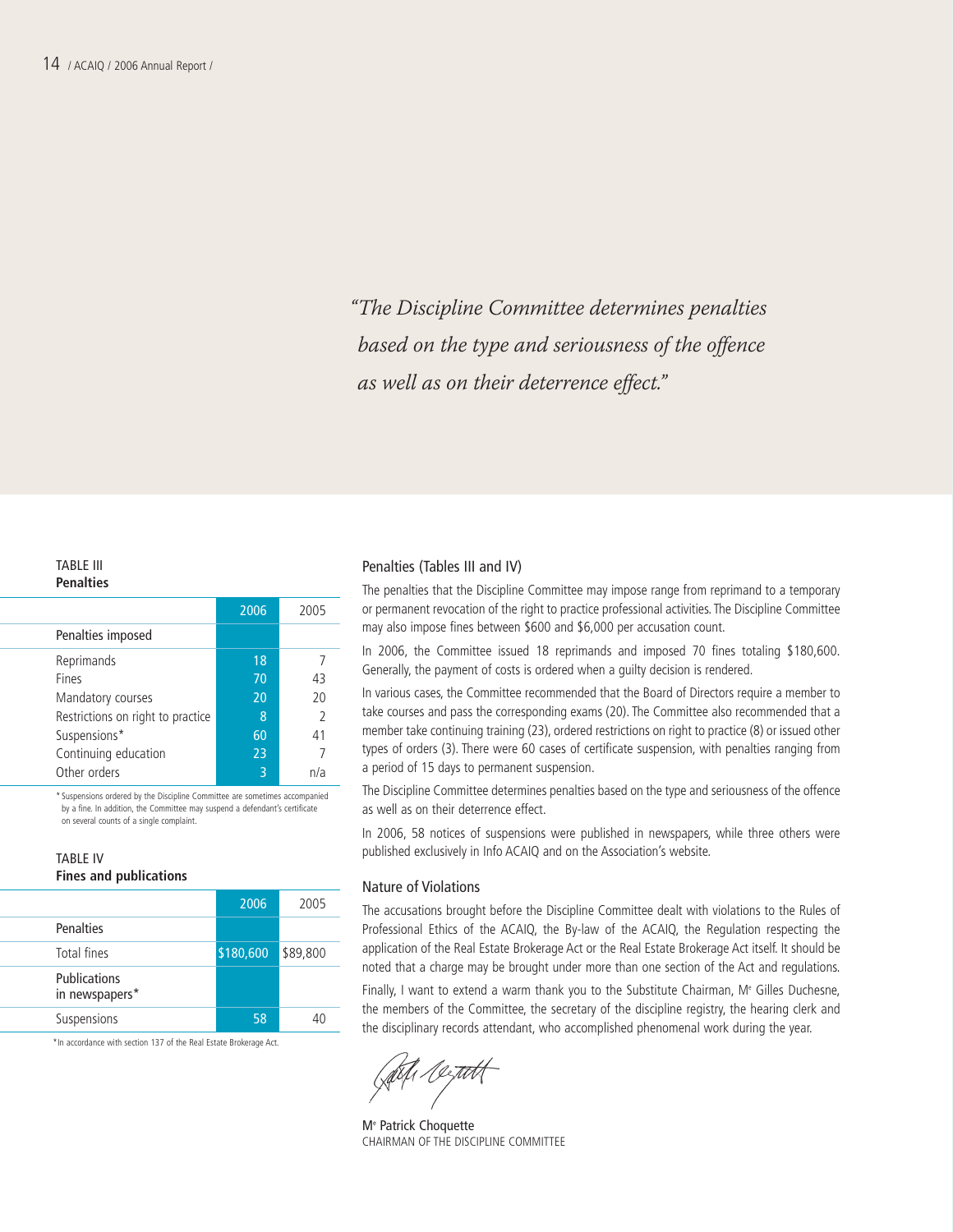*"The Discipline Committee determines penalties based on the type and seriousness of the offence as well as on their deterrence effect."*

TABLE III
**Penalties**

| | 2006 | 2005 |
|---|---|---|
| Penalties imposed | | |
| Reprimands | 18 | 7 |
| Fines | 70 | 43 |
| Mandatory courses | 20 | 20 |
| Restrictions on right to practice | 8 | 2 |
| Suspensions* | 60 | 41 |
| Continuing education | 23 | 7 |
| Other orders | 3 | n/a |

* Suspensions ordered by the Discipline Committee are sometimes accompanied by a fine. In addition, the Committee may suspend a defendant's certificate on several counts of a single complaint.

TABLE IV
**Fines and publications**

| | 2006 | 2005 |
|---|---|---|
| Penalties | | |
| Total fines | $180,600 | $89,800 |
| Publications in newspapers* | | |
| Suspensions | 58 | 40 |

*In accordance with section 137 of the Real Estate Brokerage Act.

## Penalties (Tables III and IV)

The penalties that the Discipline Committee may impose range from reprimand to a temporary or permanent revocation of the right to practice professional activities. The Discipline Committee may also impose fines between $600 and $6,000 per accusation count.

In 2006, the Committee issued 18 reprimands and imposed 70 fines totaling $180,600. Generally, the payment of costs is ordered when a guilty decision is rendered.

In various cases, the Committee recommended that the Board of Directors require a member to take courses and pass the corresponding exams (20). The Committee also recommended that a member take continuing training (23), ordered restrictions on right to practice (8) or issued other types of orders (3). There were 60 cases of certificate suspension, with penalties ranging from a period of 15 days to permanent suspension.

The Discipline Committee determines penalties based on the type and seriousness of the offence as well as on their deterrence effect.

In 2006, 58 notices of suspensions were published in newspapers, while three others were published exclusively in Info ACAIQ and on the Association's website.

## Nature of Violations

The accusations brought before the Discipline Committee dealt with violations to the Rules of Professional Ethics of the ACAIQ, the By-law of the ACAIQ, the Regulation respecting the application of the Real Estate Brokerage Act or the Real Estate Brokerage Act itself. It should be noted that a charge may be brought under more than one section of the Act and regulations.

Finally, I want to extend a warm thank you to the Substitute Chairman, Me Gilles Duchesne, the members of the Committee, the secretary of the discipline registry, the hearing clerk and the disciplinary records attendant, who accomplished phenomenal work during the year.

Me Patrick Choquette
CHAIRMAN OF THE DISCIPLINE COMMITTEE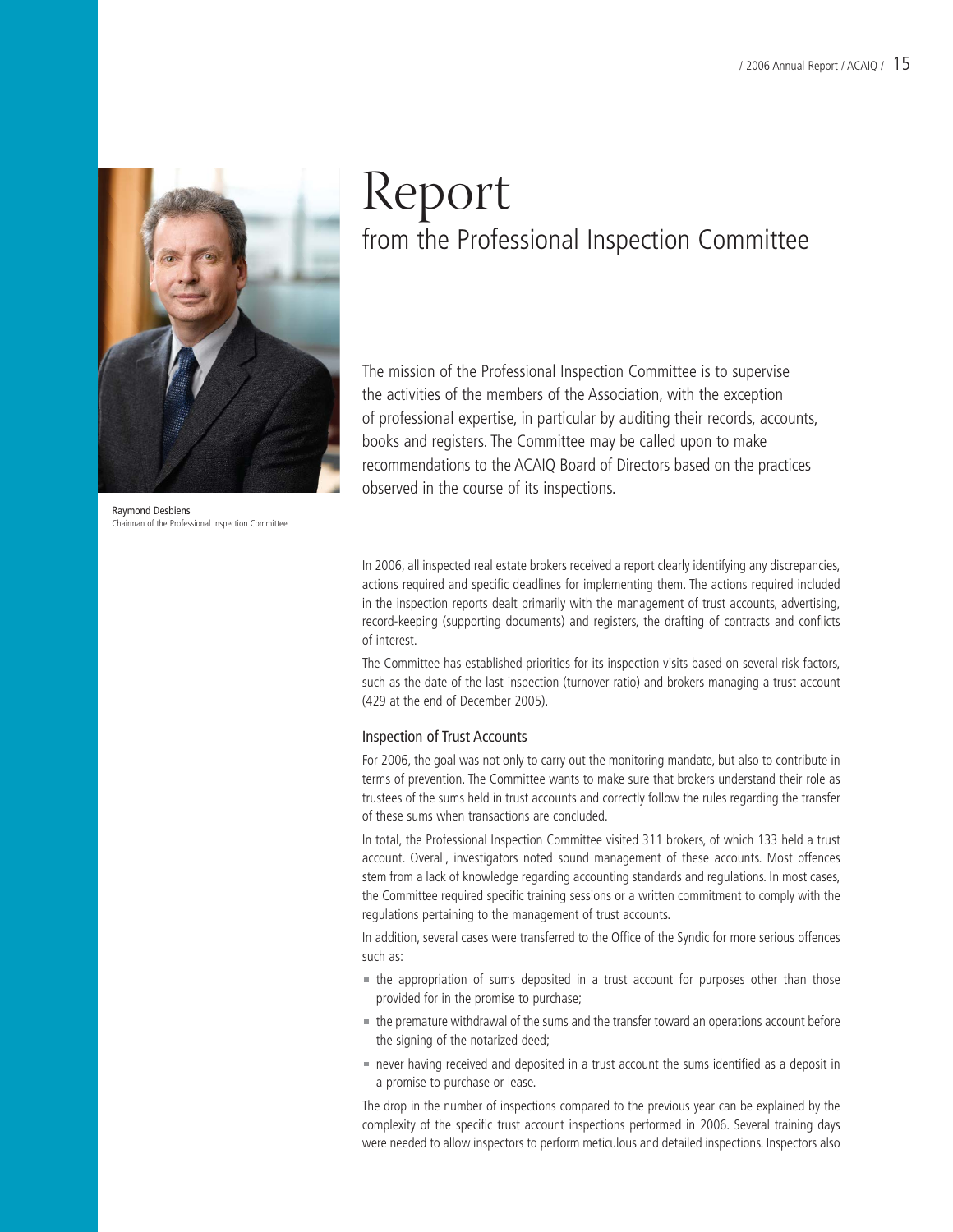# Report
## from the Professional Inspection Committee

Raymond Desbiens
Chairman of the Professional Inspection Committee

The mission of the Professional Inspection Committee is to supervise the activities of the members of the Association, with the exception of professional expertise, in particular by auditing their records, accounts, books and registers. The Committee may be called upon to make recommendations to the ACAIQ Board of Directors based on the practices observed in the course of its inspections.

In 2006, all inspected real estate brokers received a report clearly identifying any discrepancies, actions required and specific deadlines for implementing them. The actions required included in the inspection reports dealt primarily with the management of trust accounts, advertising, record-keeping (supporting documents) and registers, the drafting of contracts and conflicts of interest.

The Committee has established priorities for its inspection visits based on several risk factors, such as the date of the last inspection (turnover ratio) and brokers managing a trust account (429 at the end of December 2005).

### Inspection of Trust Accounts

For 2006, the goal was not only to carry out the monitoring mandate, but also to contribute in terms of prevention. The Committee wants to make sure that brokers understand their role as trustees of the sums held in trust accounts and correctly follow the rules regarding the transfer of these sums when transactions are concluded.

In total, the Professional Inspection Committee visited 311 brokers, of which 133 held a trust account. Overall, investigators noted sound management of these accounts. Most offences stem from a lack of knowledge regarding accounting standards and regulations. In most cases, the Committee required specific training sessions or a written commitment to comply with the regulations pertaining to the management of trust accounts.

In addition, several cases were transferred to the Office of the Syndic for more serious offences such as:

- the appropriation of sums deposited in a trust account for purposes other than those provided for in the promise to purchase;
- the premature withdrawal of the sums and the transfer toward an operations account before the signing of the notarized deed;
- never having received and deposited in a trust account the sums identified as a deposit in a promise to purchase or lease.

The drop in the number of inspections compared to the previous year can be explained by the complexity of the specific trust account inspections performed in 2006. Several training days were needed to allow inspectors to perform meticulous and detailed inspections. Inspectors also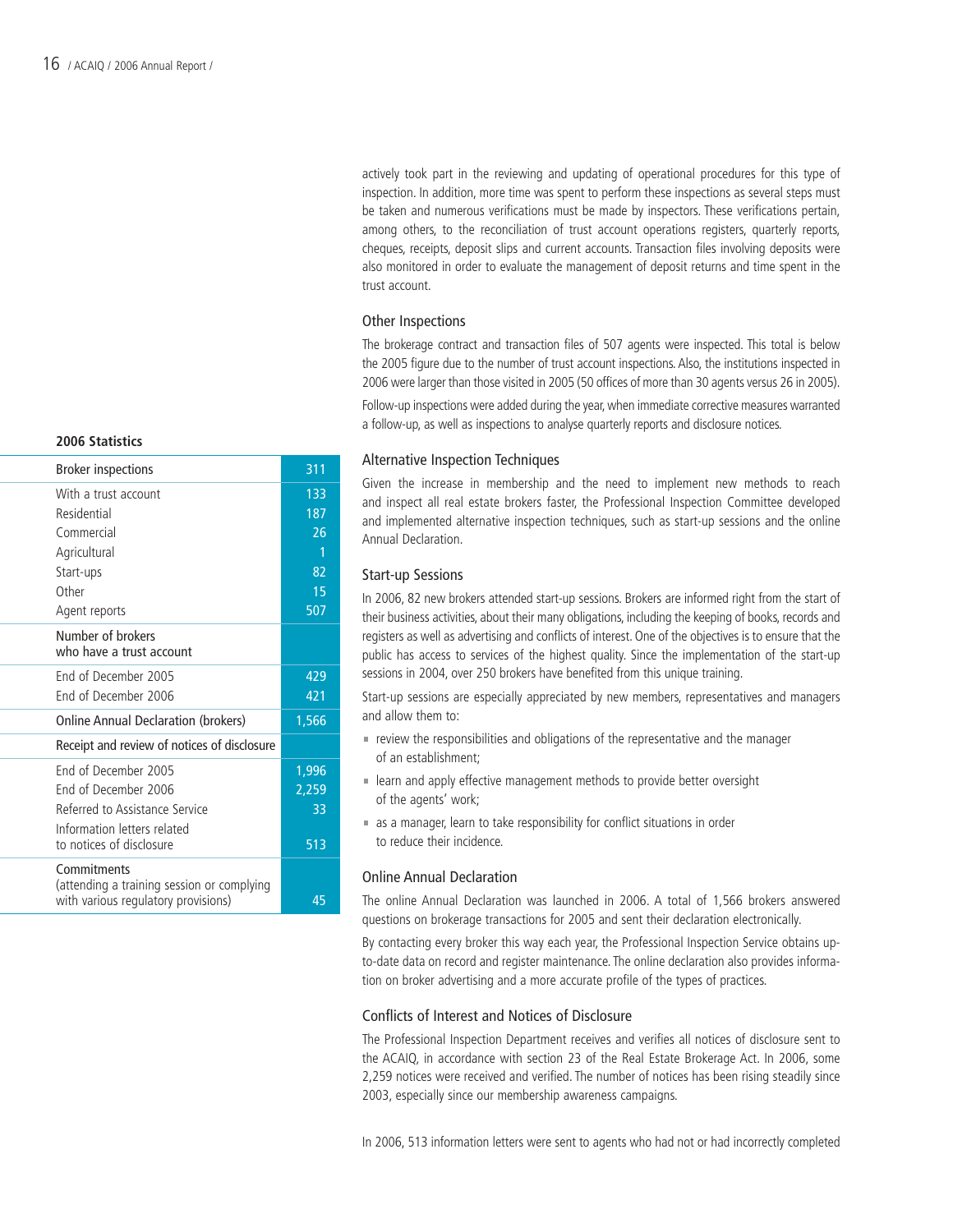actively took part in the reviewing and updating of operational procedures for this type of inspection. In addition, more time was spent to perform these inspections as several steps must be taken and numerous verifications must be made by inspectors. These verifications pertain, among others, to the reconciliation of trust account operations registers, quarterly reports, cheques, receipts, deposit slips and current accounts. Transaction files involving deposits were also monitored in order to evaluate the management of deposit returns and time spent in the trust account.

### Other Inspections

The brokerage contract and transaction files of 507 agents were inspected. This total is below the 2005 figure due to the number of trust account inspections. Also, the institutions inspected in 2006 were larger than those visited in 2005 (50 offices of more than 30 agents versus 26 in 2005).

Follow-up inspections were added during the year, when immediate corrective measures warranted a follow-up, as well as inspections to analyse quarterly reports and disclosure notices.

**2006 Statistics**

| Broker inspections | 311 |
|---|---|
| With a trust account | 133 |
| Residential | 187 |
| Commercial | 26 |
| Agricultural | 1 |
| Start-ups | 82 |
| Other | 15 |
| Agent reports | 507 |
| Number of brokers who have a trust account | |
| End of December 2005 | 429 |
| End of December 2006 | 421 |
| Online Annual Declaration (brokers) | 1,566 |
| Receipt and review of notices of disclosure | |
| End of December 2005 | 1,996 |
| End of December 2006 | 2,259 |
| Referred to Assistance Service | 33 |
| Information letters related to notices of disclosure | 513 |
| Commitments (attending a training session or complying with various regulatory provisions) | 45 |

### Alternative Inspection Techniques

Given the increase in membership and the need to implement new methods to reach and inspect all real estate brokers faster, the Professional Inspection Committee developed and implemented alternative inspection techniques, such as start-up sessions and the online Annual Declaration.

### Start-up Sessions

In 2006, 82 new brokers attended start-up sessions. Brokers are informed right from the start of their business activities, about their many obligations, including the keeping of books, records and registers as well as advertising and conflicts of interest. One of the objectives is to ensure that the public has access to services of the highest quality. Since the implementation of the start-up sessions in 2004, over 250 brokers have benefited from this unique training.

Start-up sessions are especially appreciated by new members, representatives and managers and allow them to:

- review the responsibilities and obligations of the representative and the manager of an establishment;
- learn and apply effective management methods to provide better oversight of the agents' work;
- as a manager, learn to take responsibility for conflict situations in order to reduce their incidence.

### Online Annual Declaration

The online Annual Declaration was launched in 2006. A total of 1,566 brokers answered questions on brokerage transactions for 2005 and sent their declaration electronically.

By contacting every broker this way each year, the Professional Inspection Service obtains up-to-date data on record and register maintenance. The online declaration also provides information on broker advertising and a more accurate profile of the types of practices.

### Conflicts of Interest and Notices of Disclosure

The Professional Inspection Department receives and verifies all notices of disclosure sent to the ACAIQ, in accordance with section 23 of the Real Estate Brokerage Act. In 2006, some 2,259 notices were received and verified. The number of notices has been rising steadily since 2003, especially since our membership awareness campaigns.

In 2006, 513 information letters were sent to agents who had not or had incorrectly completed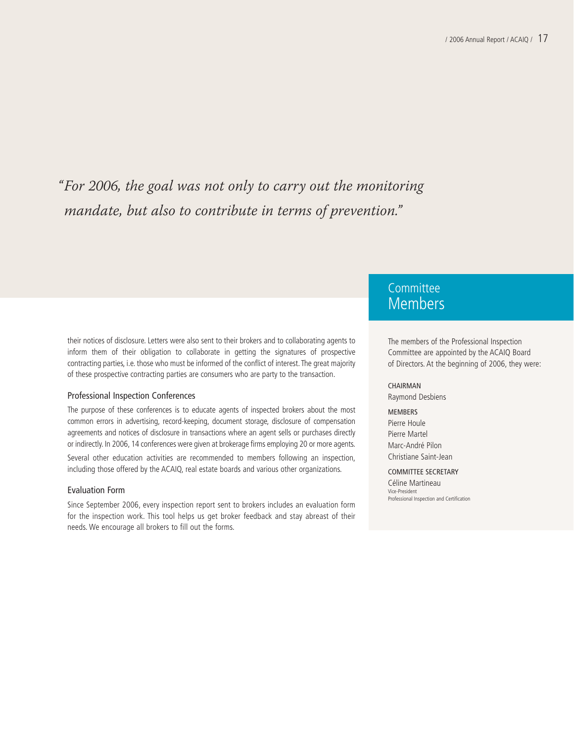*"For 2006, the goal was not only to carry out the monitoring mandate, but also to contribute in terms of prevention."*

their notices of disclosure. Letters were also sent to their brokers and to collaborating agents to inform them of their obligation to collaborate in getting the signatures of prospective contracting parties, i.e. those who must be informed of the conflict of interest. The great majority of these prospective contracting parties are consumers who are party to the transaction.

### Professional Inspection Conferences

The purpose of these conferences is to educate agents of inspected brokers about the most common errors in advertising, record-keeping, document storage, disclosure of compensation agreements and notices of disclosure in transactions where an agent sells or purchases directly or indirectly. In 2006, 14 conferences were given at brokerage firms employing 20 or more agents.

Several other education activities are recommended to members following an inspection, including those offered by the ACAIQ, real estate boards and various other organizations.

### Evaluation Form

Since September 2006, every inspection report sent to brokers includes an evaluation form for the inspection work. This tool helps us get broker feedback and stay abreast of their needs. We encourage all brokers to fill out the forms.

## Committee Members

The members of the Professional Inspection Committee are appointed by the ACAIQ Board of Directors. At the beginning of 2006, they were:

CHAIRMAN
Raymond Desbiens

MEMBERS
Pierre Houle
Pierre Martel
Marc-André Pilon
Christiane Saint-Jean

COMMITTEE SECRETARY
Céline Martineau
Vice-President
Professional Inspection and Certification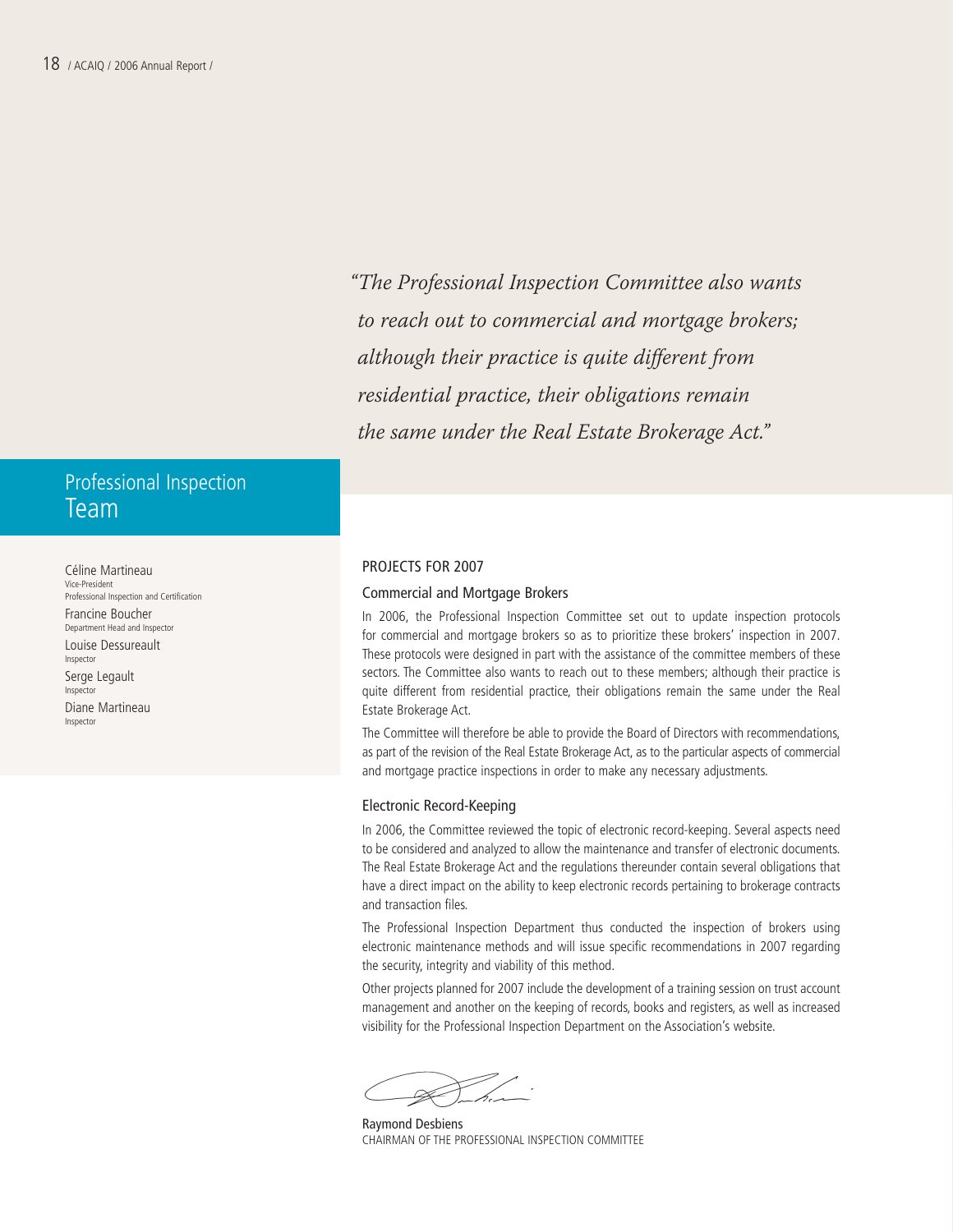*"The Professional Inspection Committee also wants to reach out to commercial and mortgage brokers; although their practice is quite different from residential practice, their obligations remain the same under the Real Estate Brokerage Act."*

## Professional Inspection Team

Céline Martineau
Vice-President
Professional Inspection and Certification

Francine Boucher
Department Head and Inspector

Louise Dessureault
Inspector

Serge Legault
Inspector

Diane Martineau
Inspector

### PROJECTS FOR 2007

#### Commercial and Mortgage Brokers

In 2006, the Professional Inspection Committee set out to update inspection protocols for commercial and mortgage brokers so as to prioritize these brokers' inspection in 2007. These protocols were designed in part with the assistance of the committee members of these sectors. The Committee also wants to reach out to these members; although their practice is quite different from residential practice, their obligations remain the same under the Real Estate Brokerage Act.

The Committee will therefore be able to provide the Board of Directors with recommendations, as part of the revision of the Real Estate Brokerage Act, as to the particular aspects of commercial and mortgage practice inspections in order to make any necessary adjustments.

#### Electronic Record-Keeping

In 2006, the Committee reviewed the topic of electronic record-keeping. Several aspects need to be considered and analyzed to allow the maintenance and transfer of electronic documents. The Real Estate Brokerage Act and the regulations thereunder contain several obligations that have a direct impact on the ability to keep electronic records pertaining to brokerage contracts and transaction files.

The Professional Inspection Department thus conducted the inspection of brokers using electronic maintenance methods and will issue specific recommendations in 2007 regarding the security, integrity and viability of this method.

Other projects planned for 2007 include the development of a training session on trust account management and another on the keeping of records, books and registers, as well as increased visibility for the Professional Inspection Department on the Association's website.

Raymond Desbiens
CHAIRMAN OF THE PROFESSIONAL INSPECTION COMMITTEE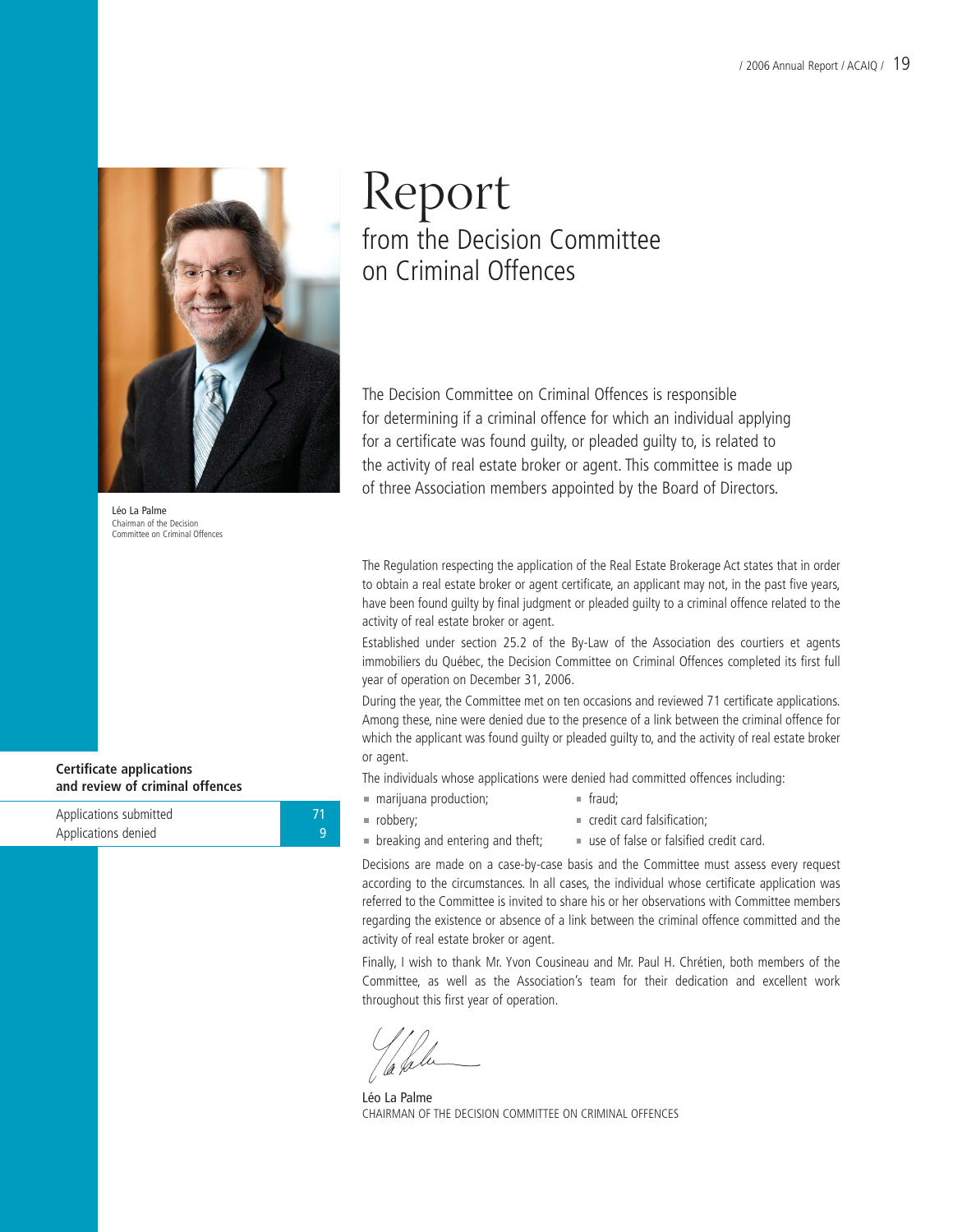# Report
## from the Decision Committee on Criminal Offences

Léo La Palme
Chairman of the Decision Committee on Criminal Offences

The Decision Committee on Criminal Offences is responsible for determining if a criminal offence for which an individual applying for a certificate was found guilty, or pleaded guilty to, is related to the activity of real estate broker or agent. This committee is made up of three Association members appointed by the Board of Directors.

The Regulation respecting the application of the Real Estate Brokerage Act states that in order to obtain a real estate broker or agent certificate, an applicant may not, in the past five years, have been found guilty by final judgment or pleaded guilty to a criminal offence related to the activity of real estate broker or agent.

Established under section 25.2 of the By-Law of the Association des courtiers et agents immobiliers du Québec, the Decision Committee on Criminal Offences completed its first full year of operation on December 31, 2006.

During the year, the Committee met on ten occasions and reviewed 71 certificate applications. Among these, nine were denied due to the presence of a link between the criminal offence for which the applicant was found guilty or pleaded guilty to, and the activity of real estate broker or agent.

The individuals whose applications were denied had committed offences including:

- marijuana production;
- robbery;
- breaking and entering and theft;
- fraud;
- credit card falsification;
- use of false or falsified credit card.

Decisions are made on a case-by-case basis and the Committee must assess every request according to the circumstances. In all cases, the individual whose certificate application was referred to the Committee is invited to share his or her observations with Committee members regarding the existence or absence of a link between the criminal offence committed and the activity of real estate broker or agent.

Finally, I wish to thank Mr. Yvon Cousineau and Mr. Paul H. Chrétien, both members of the Committee, as well as the Association's team for their dedication and excellent work throughout this first year of operation.

Léo La Palme
CHAIRMAN OF THE DECISION COMMITTEE ON CRIMINAL OFFENCES

**Certificate applications and review of criminal offences**

| | |
|---|---|
| Applications submitted | 71 |
| Applications denied | 9 |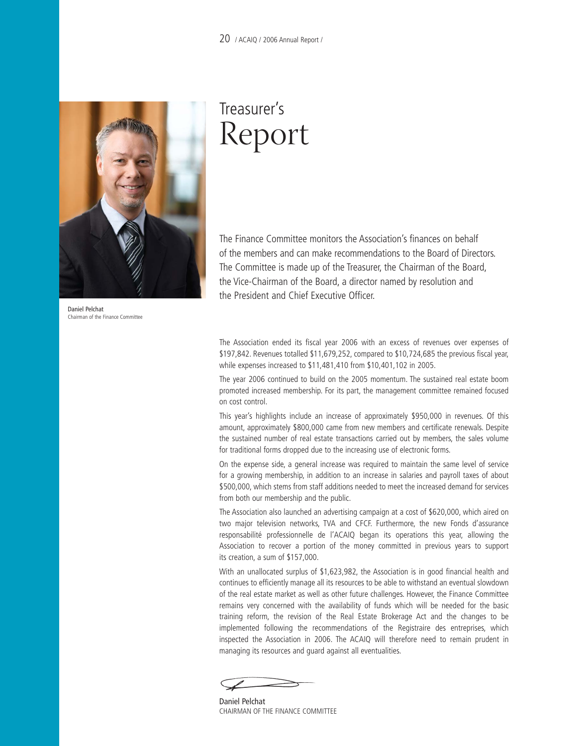# Treasurer's Report

Daniel Pelchat
Chairman of the Finance Committee

The Finance Committee monitors the Association's finances on behalf of the members and can make recommendations to the Board of Directors. The Committee is made up of the Treasurer, the Chairman of the Board, the Vice-Chairman of the Board, a director named by resolution and the President and Chief Executive Officer.

The Association ended its fiscal year 2006 with an excess of revenues over expenses of $197,842. Revenues totalled $11,679,252, compared to $10,724,685 the previous fiscal year, while expenses increased to $11,481,410 from $10,401,102 in 2005.

The year 2006 continued to build on the 2005 momentum. The sustained real estate boom promoted increased membership. For its part, the management committee remained focused on cost control.

This year's highlights include an increase of approximately $950,000 in revenues. Of this amount, approximately $800,000 came from new members and certificate renewals. Despite the sustained number of real estate transactions carried out by members, the sales volume for traditional forms dropped due to the increasing use of electronic forms.

On the expense side, a general increase was required to maintain the same level of service for a growing membership, in addition to an increase in salaries and payroll taxes of about $500,000, which stems from staff additions needed to meet the increased demand for services from both our membership and the public.

The Association also launched an advertising campaign at a cost of $620,000, which aired on two major television networks, TVA and CFCF. Furthermore, the new Fonds d'assurance responsabilité professionnelle de l'ACAIQ began its operations this year, allowing the Association to recover a portion of the money committed in previous years to support its creation, a sum of $157,000.

With an unallocated surplus of $1,623,982, the Association is in good financial health and continues to efficiently manage all its resources to be able to withstand an eventual slowdown of the real estate market as well as other future challenges. However, the Finance Committee remains very concerned with the availability of funds which will be needed for the basic training reform, the revision of the Real Estate Brokerage Act and the changes to be implemented following the recommendations of the Registraire des entreprises, which inspected the Association in 2006. The ACAIQ will therefore need to remain prudent in managing its resources and guard against all eventualities.

Daniel Pelchat
CHAIRMAN OF THE FINANCE COMMITTEE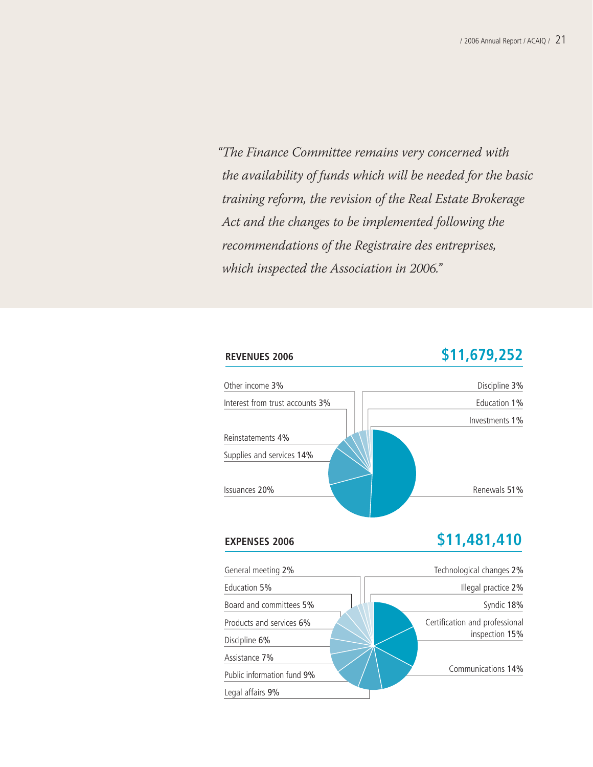*"The Finance Committee remains very concerned with the availability of funds which will be needed for the basic training reform, the revision of the Real Estate Brokerage Act and the changes to be implemented following the recommendations of the Registraire des entreprises, which inspected the Association in 2006."*

## REVENUES 2006 — $11,679,252

| Item | % |
|---|---|
| Other income | 3% |
| Interest from trust accounts | 3% |
| Reinstatements | 4% |
| Supplies and services | 14% |
| Issuances | 20% |
| Discipline | 3% |
| Education | 1% |
| Investments | 1% |
| Renewals | 51% |

## EXPENSES 2006 — $11,481,410

| Item | % |
|---|---|
| General meeting | 2% |
| Education | 5% |
| Board and committees | 5% |
| Products and services | 6% |
| Discipline | 6% |
| Assistance | 7% |
| Public information fund | 9% |
| Legal affairs | 9% |
| Technological changes | 2% |
| Illegal practice | 2% |
| Syndic | 18% |
| Certification and professional inspection | 15% |
| Communications | 14% |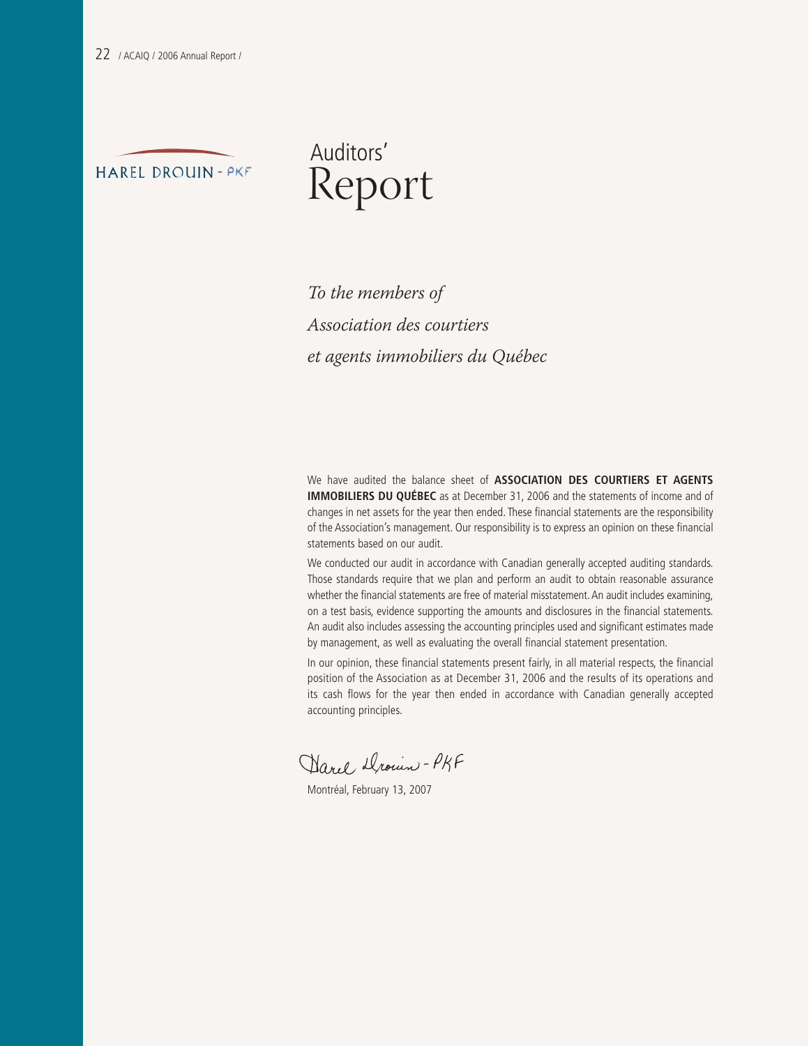HAREL DROUIN - PKF

# Auditors' Report

*To the members of*
*Association des courtiers*
*et agents immobiliers du Québec*

We have audited the balance sheet of **ASSOCIATION DES COURTIERS ET AGENTS IMMOBILIERS DU QUÉBEC** as at December 31, 2006 and the statements of income and of changes in net assets for the year then ended. These financial statements are the responsibility of the Association's management. Our responsibility is to express an opinion on these financial statements based on our audit.

We conducted our audit in accordance with Canadian generally accepted auditing standards. Those standards require that we plan and perform an audit to obtain reasonable assurance whether the financial statements are free of material misstatement. An audit includes examining, on a test basis, evidence supporting the amounts and disclosures in the financial statements. An audit also includes assessing the accounting principles used and significant estimates made by management, as well as evaluating the overall financial statement presentation.

In our opinion, these financial statements present fairly, in all material respects, the financial position of the Association as at December 31, 2006 and the results of its operations and its cash flows for the year then ended in accordance with Canadian generally accepted accounting principles.

Harel Drouin - PKF

Montréal, February 13, 2007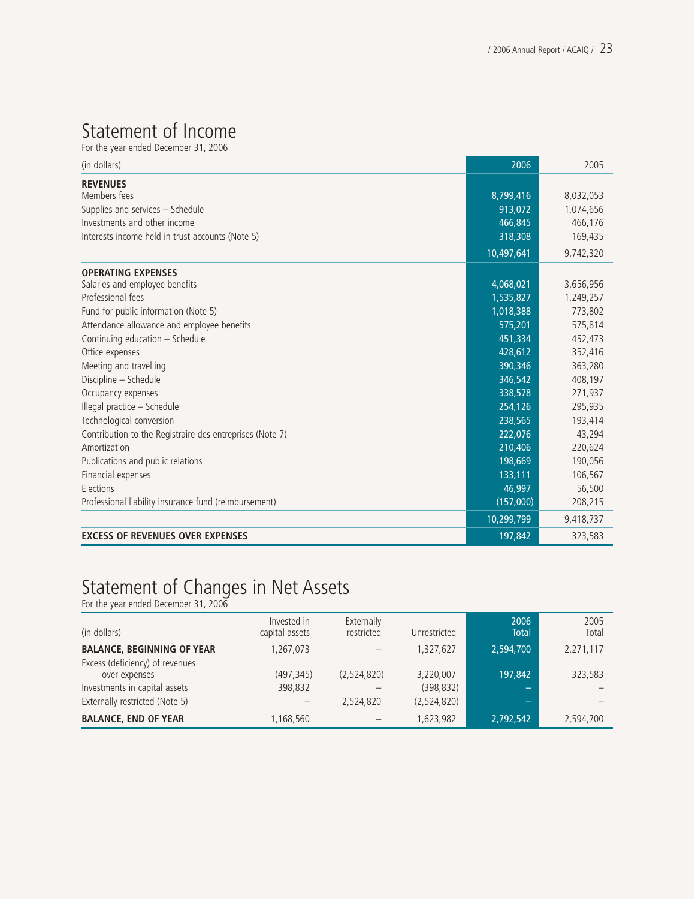# Statement of Income

For the year ended December 31, 2006

| (in dollars) | 2006 | 2005 |
|---|---|---|
| **REVENUES** | | |
| Members fees | 8,799,416 | 8,032,053 |
| Supplies and services – Schedule | 913,072 | 1,074,656 |
| Investments and other income | 466,845 | 466,176 |
| Interests income held in trust accounts (Note 5) | 318,308 | 169,435 |
| | 10,497,641 | 9,742,320 |
| **OPERATING EXPENSES** | | |
| Salaries and employee benefits | 4,068,021 | 3,656,956 |
| Professional fees | 1,535,827 | 1,249,257 |
| Fund for public information (Note 5) | 1,018,388 | 773,802 |
| Attendance allowance and employee benefits | 575,201 | 575,814 |
| Continuing education – Schedule | 451,334 | 452,473 |
| Office expenses | 428,612 | 352,416 |
| Meeting and travelling | 390,346 | 363,280 |
| Discipline – Schedule | 346,542 | 408,197 |
| Occupancy expenses | 338,578 | 271,937 |
| Illegal practice – Schedule | 254,126 | 295,935 |
| Technological conversion | 238,565 | 193,414 |
| Contribution to the Registraire des entreprises (Note 7) | 222,076 | 43,294 |
| Amortization | 210,406 | 220,624 |
| Publications and public relations | 198,669 | 190,056 |
| Financial expenses | 133,111 | 106,567 |
| Elections | 46,997 | 56,500 |
| Professional liability insurance fund (reimbursement) | (157,000) | 208,215 |
| | 10,299,799 | 9,418,737 |
| **EXCESS OF REVENUES OVER EXPENSES** | 197,842 | 323,583 |

# Statement of Changes in Net Assets

For the year ended December 31, 2006

| (in dollars) | Invested in capital assets | Externally restricted | Unrestricted | 2006 Total | 2005 Total |
|---|---|---|---|---|---|
| **BALANCE, BEGINNING OF YEAR** | 1,267,073 | – | 1,327,627 | 2,594,700 | 2,271,117 |
| Excess (deficiency) of revenues over expenses | (497,345) | (2,524,820) | 3,220,007 | 197,842 | 323,583 |
| Investments in capital assets | 398,832 | – | (398,832) | – | – |
| Externally restricted (Note 5) | – | 2,524,820 | (2,524,820) | – | – |
| **BALANCE, END OF YEAR** | 1,168,560 | – | 1,623,982 | 2,792,542 | 2,594,700 |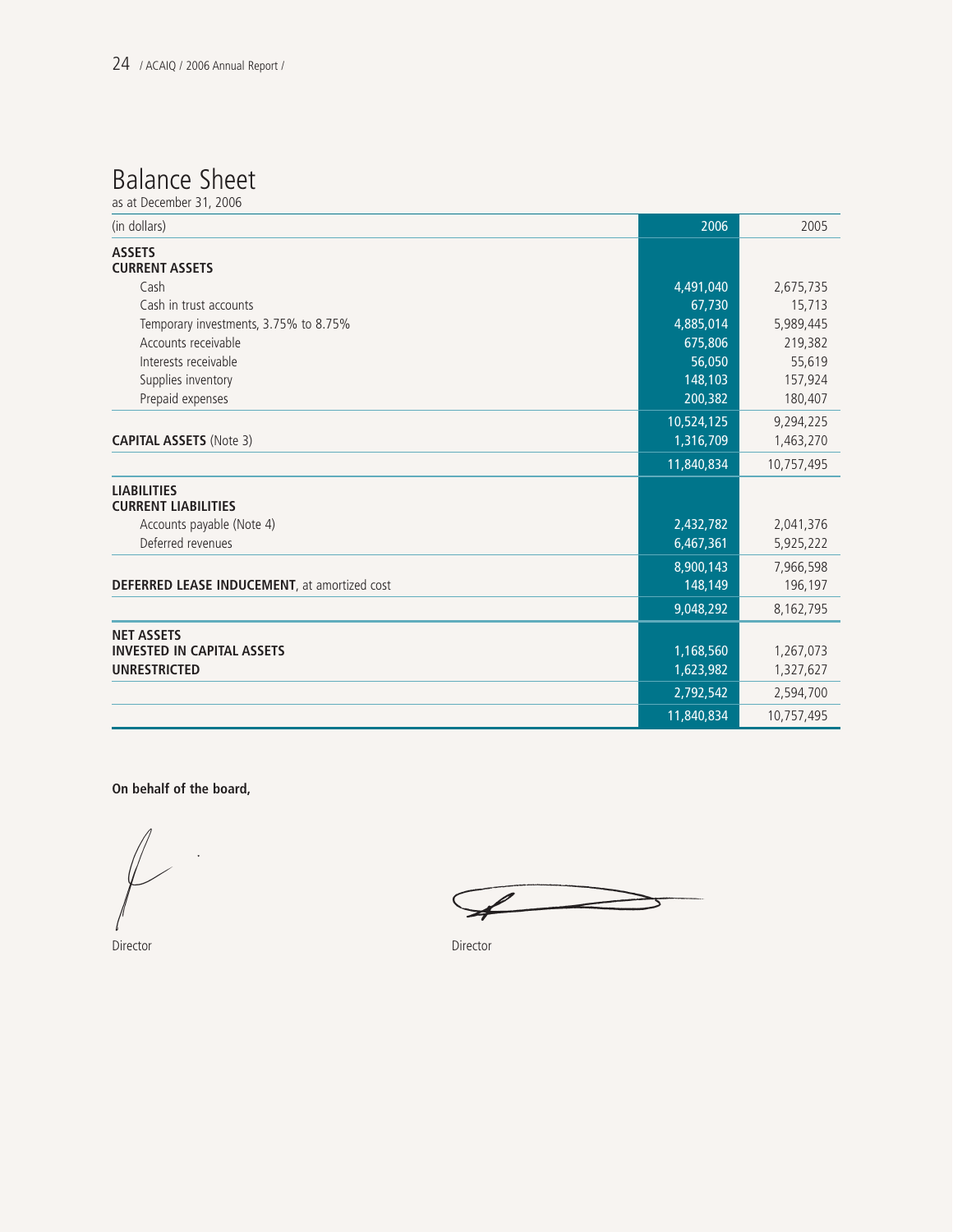# Balance Sheet

as at December 31, 2006

| (in dollars) | 2006 | 2005 |
|---|---|---|
| **ASSETS** | | |
| **CURRENT ASSETS** | | |
| Cash | 4,491,040 | 2,675,735 |
| Cash in trust accounts | 67,730 | 15,713 |
| Temporary investments, 3.75% to 8.75% | 4,885,014 | 5,989,445 |
| Accounts receivable | 675,806 | 219,382 |
| Interests receivable | 56,050 | 55,619 |
| Supplies inventory | 148,103 | 157,924 |
| Prepaid expenses | 200,382 | 180,407 |
| | 10,524,125 | 9,294,225 |
| **CAPITAL ASSETS** (Note 3) | 1,316,709 | 1,463,270 |
| | 11,840,834 | 10,757,495 |
| **LIABILITIES** | | |
| **CURRENT LIABILITIES** | | |
| Accounts payable (Note 4) | 2,432,782 | 2,041,376 |
| Deferred revenues | 6,467,361 | 5,925,222 |
| | 8,900,143 | 7,966,598 |
| **DEFERRED LEASE INDUCEMENT**, at amortized cost | 148,149 | 196,197 |
| | 9,048,292 | 8,162,795 |
| **NET ASSETS** | | |
| **INVESTED IN CAPITAL ASSETS** | 1,168,560 | 1,267,073 |
| **UNRESTRICTED** | 1,623,982 | 1,327,627 |
| | 2,792,542 | 2,594,700 |
| | 11,840,834 | 10,757,495 |

**On behalf of the board,**

Director

Director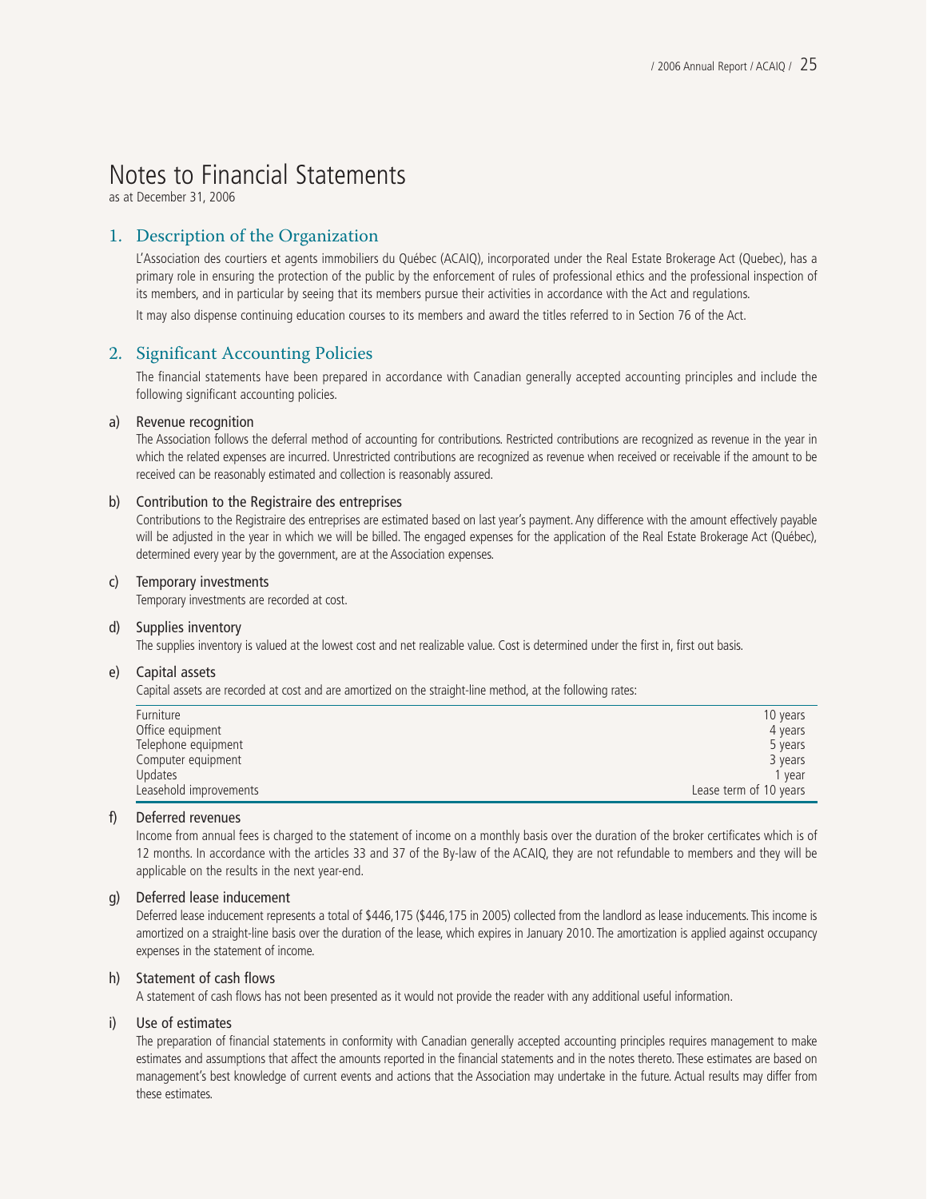# Notes to Financial Statements

as at December 31, 2006

## 1. Description of the Organization

L'Association des courtiers et agents immobiliers du Québec (ACAIQ), incorporated under the Real Estate Brokerage Act (Quebec), has a primary role in ensuring the protection of the public by the enforcement of rules of professional ethics and the professional inspection of its members, and in particular by seeing that its members pursue their activities in accordance with the Act and regulations.

It may also dispense continuing education courses to its members and award the titles referred to in Section 76 of the Act.

## 2. Significant Accounting Policies

The financial statements have been prepared in accordance with Canadian generally accepted accounting principles and include the following significant accounting policies.

### a) Revenue recognition

The Association follows the deferral method of accounting for contributions. Restricted contributions are recognized as revenue in the year in which the related expenses are incurred. Unrestricted contributions are recognized as revenue when received or receivable if the amount to be received can be reasonably estimated and collection is reasonably assured.

### b) Contribution to the Registraire des entreprises

Contributions to the Registraire des entreprises are estimated based on last year's payment. Any difference with the amount effectively payable will be adjusted in the year in which we will be billed. The engaged expenses for the application of the Real Estate Brokerage Act (Québec), determined every year by the government, are at the Association expenses.

### c) Temporary investments

Temporary investments are recorded at cost.

### d) Supplies inventory

The supplies inventory is valued at the lowest cost and net realizable value. Cost is determined under the first in, first out basis.

### e) Capital assets

Capital assets are recorded at cost and are amortized on the straight-line method, at the following rates:

| | |
|---|---|
| Furniture | 10 years |
| Office equipment | 4 years |
| Telephone equipment | 5 years |
| Computer equipment | 3 years |
| Updates | 1 year |
| Leasehold improvements | Lease term of 10 years |

### f) Deferred revenues

Income from annual fees is charged to the statement of income on a monthly basis over the duration of the broker certificates which is of 12 months. In accordance with the articles 33 and 37 of the By-law of the ACAIQ, they are not refundable to members and they will be applicable on the results in the next year-end.

### g) Deferred lease inducement

Deferred lease inducement represents a total of $446,175 ($446,175 in 2005) collected from the landlord as lease inducements. This income is amortized on a straight-line basis over the duration of the lease, which expires in January 2010. The amortization is applied against occupancy expenses in the statement of income.

### h) Statement of cash flows

A statement of cash flows has not been presented as it would not provide the reader with any additional useful information.

### i) Use of estimates

The preparation of financial statements in conformity with Canadian generally accepted accounting principles requires management to make estimates and assumptions that affect the amounts reported in the financial statements and in the notes thereto. These estimates are based on management's best knowledge of current events and actions that the Association may undertake in the future. Actual results may differ from these estimates.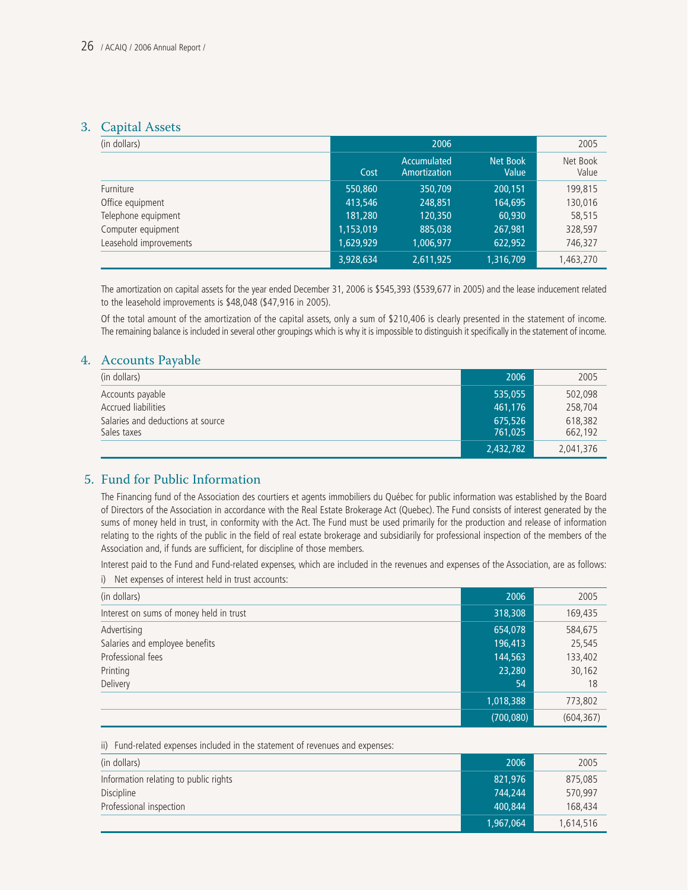## 3. Capital Assets

| (in dollars) | 2006 | | | 2005 |
|---|---|---|---|---|
| | Cost | Accumulated Amortization | Net Book Value | Net Book Value |
| Furniture | 550,860 | 350,709 | 200,151 | 199,815 |
| Office equipment | 413,546 | 248,851 | 164,695 | 130,016 |
| Telephone equipment | 181,280 | 120,350 | 60,930 | 58,515 |
| Computer equipment | 1,153,019 | 885,038 | 267,981 | 328,597 |
| Leasehold improvements | 1,629,929 | 1,006,977 | 622,952 | 746,327 |
| | 3,928,634 | 2,611,925 | 1,316,709 | 1,463,270 |

The amortization on capital assets for the year ended December 31, 2006 is $545,393 ($539,677 in 2005) and the lease inducement related to the leasehold improvements is $48,048 ($47,916 in 2005).

Of the total amount of the amortization of the capital assets, only a sum of $210,406 is clearly presented in the statement of income. The remaining balance is included in several other groupings which is why it is impossible to distinguish it specifically in the statement of income.

## 4. Accounts Payable

| (in dollars) | 2006 | 2005 |
|---|---|---|
| Accounts payable | 535,055 | 502,098 |
| Accrued liabilities | 461,176 | 258,704 |
| Salaries and deductions at source | 675,526 | 618,382 |
| Sales taxes | 761,025 | 662,192 |
| | 2,432,782 | 2,041,376 |

## 5. Fund for Public Information

The Financing fund of the Association des courtiers et agents immobiliers du Québec for public information was established by the Board of Directors of the Association in accordance with the Real Estate Brokerage Act (Quebec). The Fund consists of interest generated by the sums of money held in trust, in conformity with the Act. The Fund must be used primarily for the production and release of information relating to the rights of the public in the field of real estate brokerage and subsidiarily for professional inspection of the members of the Association and, if funds are sufficient, for discipline of those members.

Interest paid to the Fund and Fund-related expenses, which are included in the revenues and expenses of the Association, are as follows:

i) Net expenses of interest held in trust accounts:

| (in dollars) | 2006 | 2005 |
|---|---|---|
| Interest on sums of money held in trust | 318,308 | 169,435 |
| Advertising | 654,078 | 584,675 |
| Salaries and employee benefits | 196,413 | 25,545 |
| Professional fees | 144,563 | 133,402 |
| Printing | 23,280 | 30,162 |
| Delivery | 54 | 18 |
| | 1,018,388 | 773,802 |
| | (700,080) | (604,367) |

ii) Fund-related expenses included in the statement of revenues and expenses:

| (in dollars) | 2006 | 2005 |
|---|---|---|
| Information relating to public rights | 821,976 | 875,085 |
| Discipline | 744,244 | 570,997 |
| Professional inspection | 400,844 | 168,434 |
| | 1,967,064 | 1,614,516 |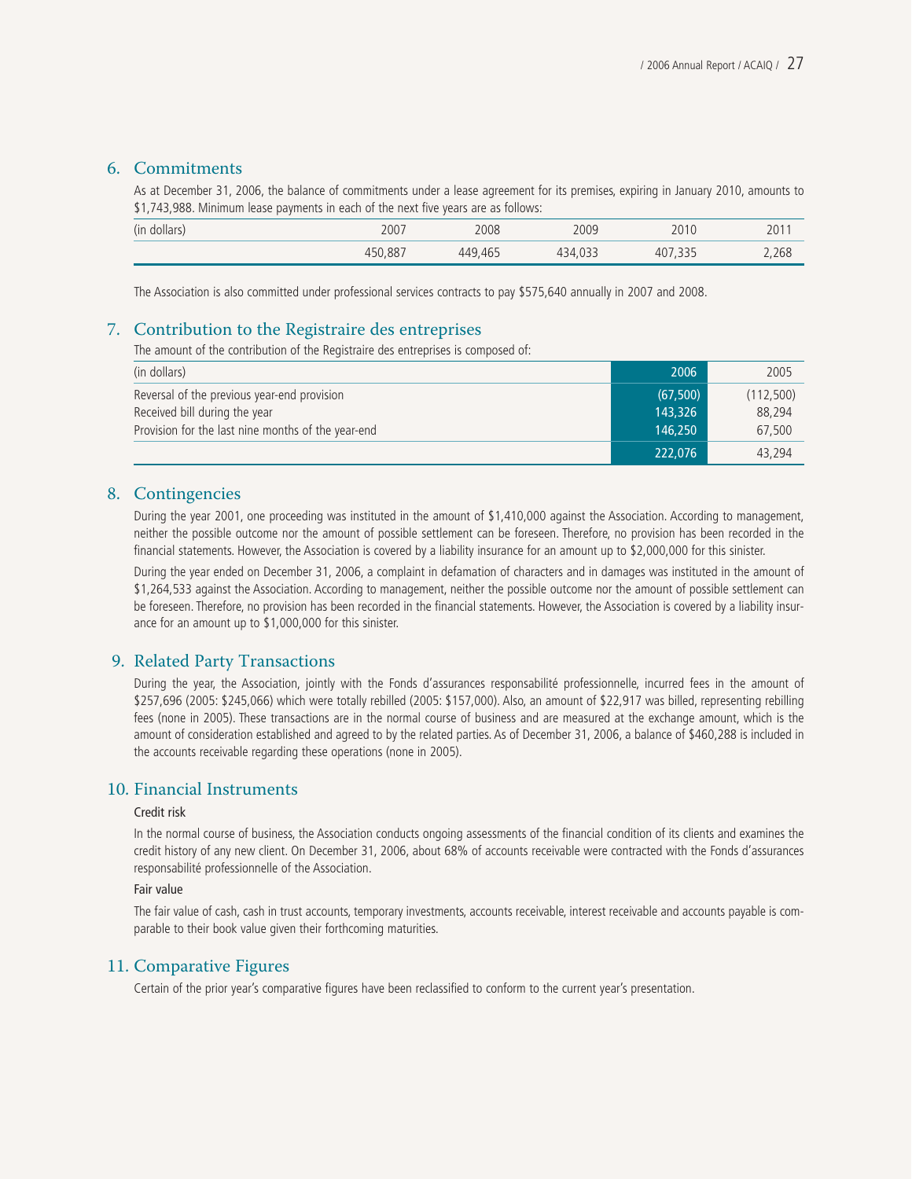## 6. Commitments

As at December 31, 2006, the balance of commitments under a lease agreement for its premises, expiring in January 2010, amounts to $1,743,988. Minimum lease payments in each of the next five years are as follows:

| (in dollars) | 2007 | 2008 | 2009 | 2010 | 2011 |
|---|---|---|---|---|---|
| | 450,887 | 449,465 | 434,033 | 407,335 | 2,268 |

The Association is also committed under professional services contracts to pay $575,640 annually in 2007 and 2008.

## 7. Contribution to the Registraire des entreprises

The amount of the contribution of the Registraire des entreprises is composed of:

| (in dollars) | 2006 | 2005 |
|---|---|---|
| Reversal of the previous year-end provision | (67,500) | (112,500) |
| Received bill during the year | 143,326 | 88,294 |
| Provision for the last nine months of the year-end | 146,250 | 67,500 |
| | 222,076 | 43,294 |

## 8. Contingencies

During the year 2001, one proceeding was instituted in the amount of $1,410,000 against the Association. According to management, neither the possible outcome nor the amount of possible settlement can be foreseen. Therefore, no provision has been recorded in the financial statements. However, the Association is covered by a liability insurance for an amount up to $2,000,000 for this sinister.

During the year ended on December 31, 2006, a complaint in defamation of characters and in damages was instituted in the amount of $1,264,533 against the Association. According to management, neither the possible outcome nor the amount of possible settlement can be foreseen. Therefore, no provision has been recorded in the financial statements. However, the Association is covered by a liability insurance for an amount up to $1,000,000 for this sinister.

## 9. Related Party Transactions

During the year, the Association, jointly with the Fonds d'assurances responsabilité professionnelle, incurred fees in the amount of $257,696 (2005: $245,066) which were totally rebilled (2005: $157,000). Also, an amount of $22,917 was billed, representing rebilling fees (none in 2005). These transactions are in the normal course of business and are measured at the exchange amount, which is the amount of consideration established and agreed to by the related parties. As of December 31, 2006, a balance of $460,288 is included in the accounts receivable regarding these operations (none in 2005).

## 10. Financial Instruments

### Credit risk

In the normal course of business, the Association conducts ongoing assessments of the financial condition of its clients and examines the credit history of any new client. On December 31, 2006, about 68% of accounts receivable were contracted with the Fonds d'assurances responsabilité professionnelle of the Association.

### Fair value

The fair value of cash, cash in trust accounts, temporary investments, accounts receivable, interest receivable and accounts payable is comparable to their book value given their forthcoming maturities.

## 11. Comparative Figures

Certain of the prior year's comparative figures have been reclassified to conform to the current year's presentation.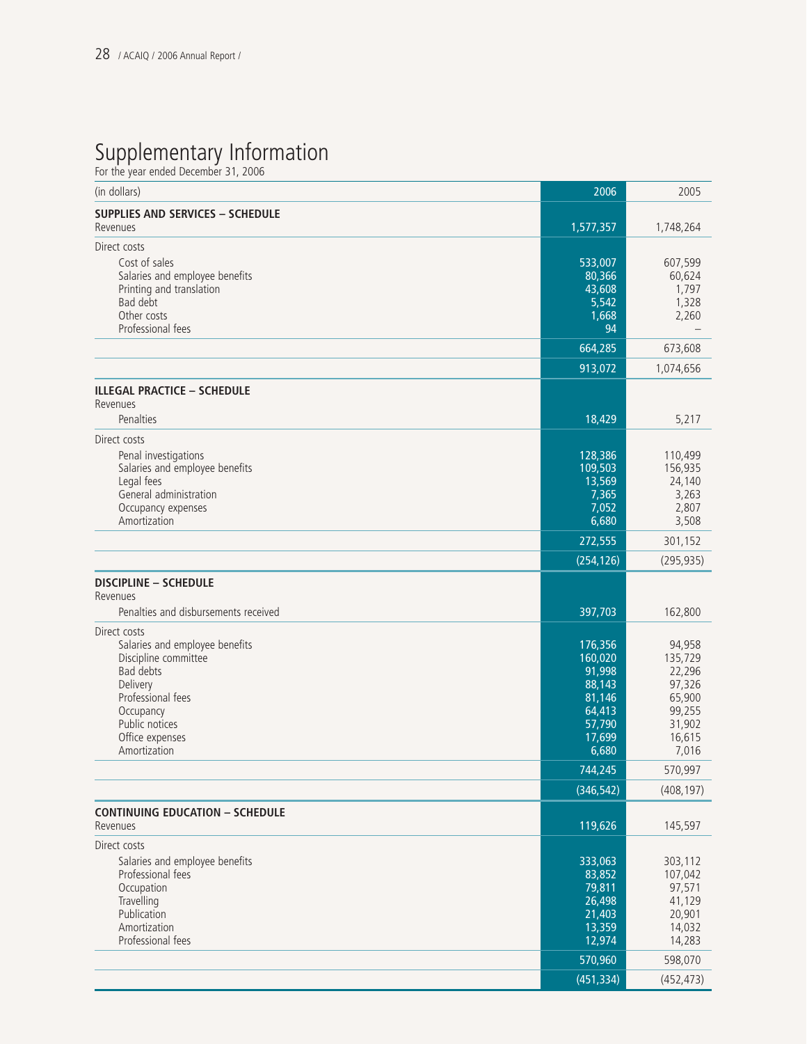# Supplementary Information

For the year ended December 31, 2006

| (in dollars) | 2006 | 2005 |
|---|---|---|
| **SUPPLIES AND SERVICES – SCHEDULE** | | |
| Revenues | 1,577,357 | 1,748,264 |
| Direct costs | | |
| Cost of sales | 533,007 | 607,599 |
| Salaries and employee benefits | 80,366 | 60,624 |
| Printing and translation | 43,608 | 1,797 |
| Bad debt | 5,542 | 1,328 |
| Other costs | 1,668 | 2,260 |
| Professional fees | 94 | – |
| | 664,285 | 673,608 |
| | 913,072 | 1,074,656 |
| **ILLEGAL PRACTICE – SCHEDULE** | | |
| Revenues | | |
| Penalties | 18,429 | 5,217 |
| Direct costs | | |
| Penal investigations | 128,386 | 110,499 |
| Salaries and employee benefits | 109,503 | 156,935 |
| Legal fees | 13,569 | 24,140 |
| General administration | 7,365 | 3,263 |
| Occupancy expenses | 7,052 | 2,807 |
| Amortization | 6,680 | 3,508 |
| | 272,555 | 301,152 |
| | (254,126) | (295,935) |
| **DISCIPLINE – SCHEDULE** | | |
| Revenues | | |
| Penalties and disbursements received | 397,703 | 162,800 |
| Direct costs | | |
| Salaries and employee benefits | 176,356 | 94,958 |
| Discipline committee | 160,020 | 135,729 |
| Bad debts | 91,998 | 22,296 |
| Delivery | 88,143 | 97,326 |
| Professional fees | 81,146 | 65,900 |
| Occupancy | 64,413 | 99,255 |
| Public notices | 57,790 | 31,902 |
| Office expenses | 17,699 | 16,615 |
| Amortization | 6,680 | 7,016 |
| | 744,245 | 570,997 |
| | (346,542) | (408,197) |
| **CONTINUING EDUCATION – SCHEDULE** | | |
| Revenues | 119,626 | 145,597 |
| Direct costs | | |
| Salaries and employee benefits | 333,063 | 303,112 |
| Professional fees | 83,852 | 107,042 |
| Occupation | 79,811 | 97,571 |
| Travelling | 26,498 | 41,129 |
| Publication | 21,403 | 20,901 |
| Amortization | 13,359 | 14,032 |
| Professional fees | 12,974 | 14,283 |
| | 570,960 | 598,070 |
| | (451,334) | (452,473) |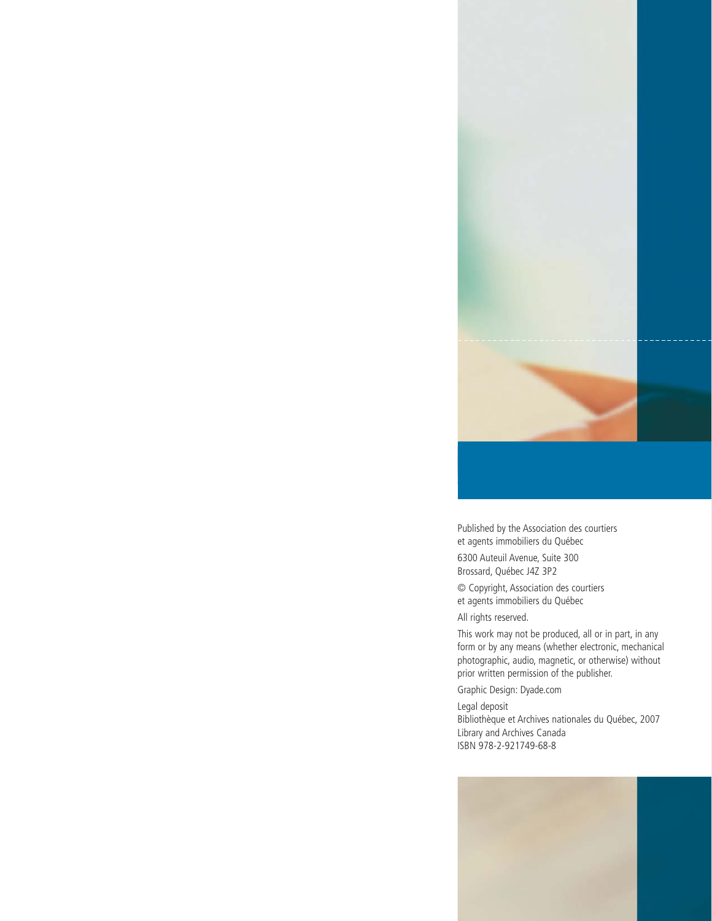Published by the Association des courtiers et agents immobiliers du Québec

6300 Auteuil Avenue, Suite 300
Brossard, Québec J4Z 3P2

© Copyright, Association des courtiers et agents immobiliers du Québec

All rights reserved.

This work may not be produced, all or in part, in any form or by any means (whether electronic, mechanical photographic, audio, magnetic, or otherwise) without prior written permission of the publisher.

Graphic Design: Dyade.com

Legal deposit
Bibliothèque et Archives nationales du Québec, 2007
Library and Archives Canada
ISBN 978-2-921749-68-8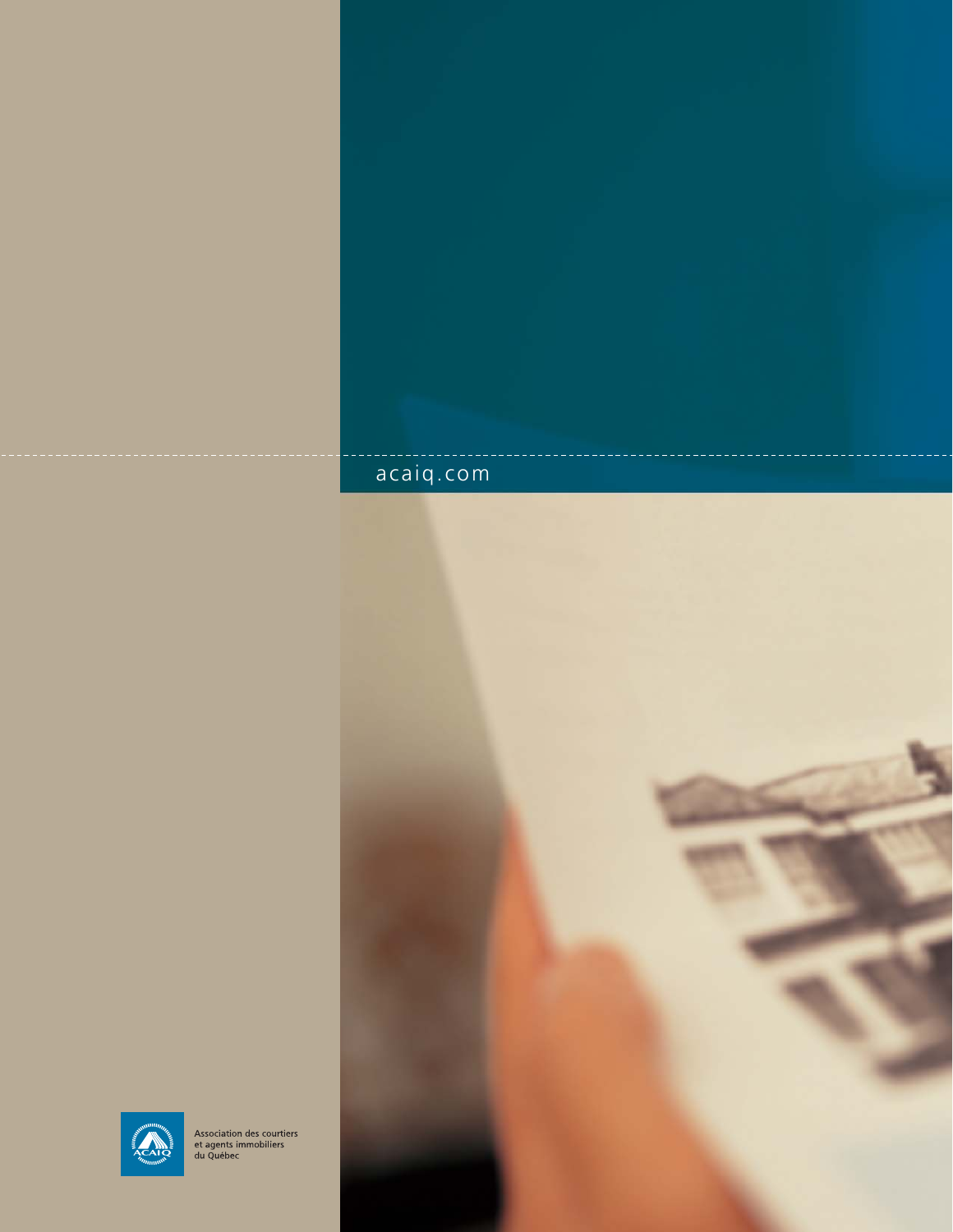acaiq.com

Association des courtiers
et agents immobiliers
du Québec